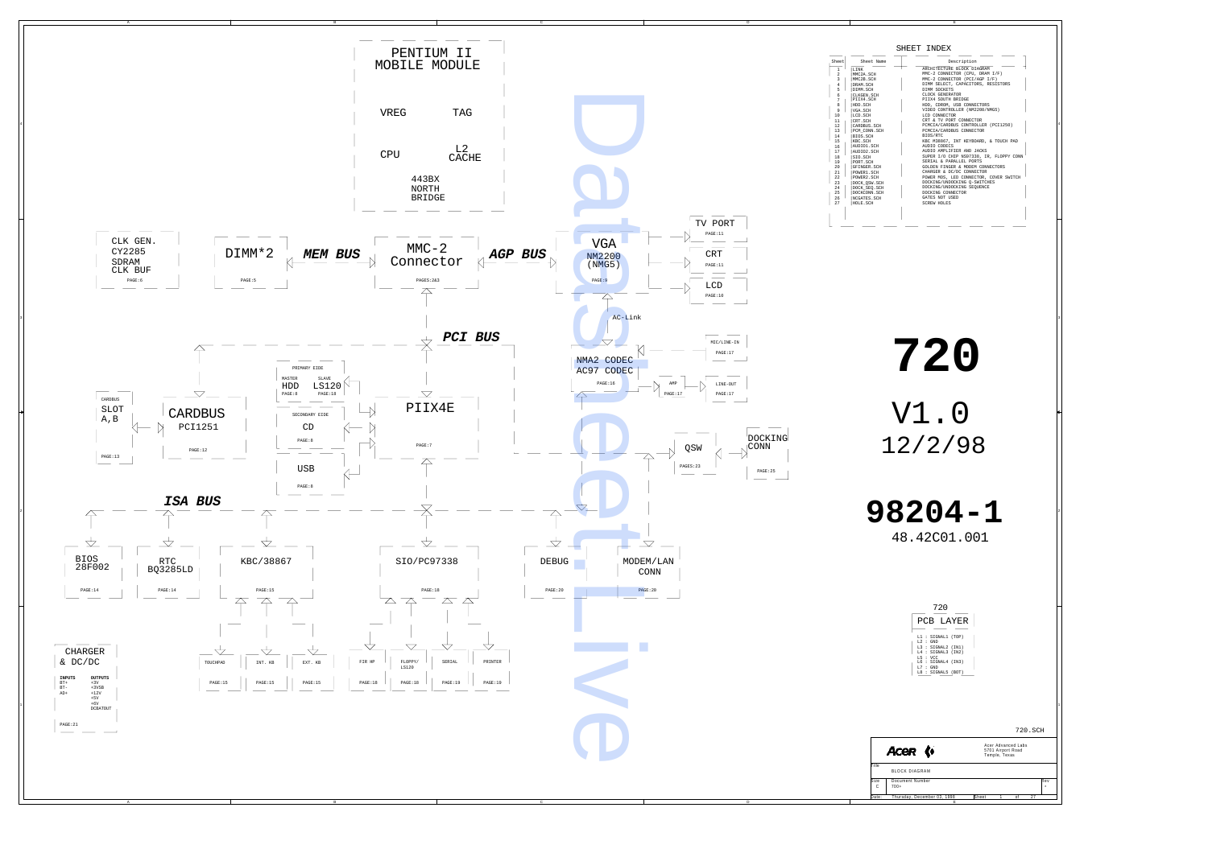# 720

V1.0
12/2/98

**98204-1**
48.42C01.001

## SHEET INDEX

| Sheet | Sheet Name | Description |
|---|---|---|
| 1 | LINK | ARCHITECTURE BLOCK DIAGRAM |
| 2 | MMC2A.SCH | MMC-2 CONNECTOR (CPU, DRAM I/F) |
| 3 | MMC2B.SCH | MMC-2 CONNECTOR (PCI/AGP I/F) |
| 4 | DRAM.SCH | DIMM SELECT, CAPACITORS, RESISTORS |
| 5 | DIMM.SCH | DIMM SOCKETS |
| 6 | CLKGEN.SCH | CLOCK GENERATOR |
| 7 | PIIX4.SCH | PIIX4 SOUTH BRIDGE |
| 8 | HDD.SCH | HDD, CDROM, USB CONNECTORS |
| 9 | VGA.SCH | VIDEO CONTROLLER (NM2200/NMG5) |
| 10 | LCD.SCH | LCD CONNECTOR |
| 11 | CRT.SCH | CRT & TV PORT CONNECTOR |
| 12 | CARDBUS.SCH | PCMCIA/CARDBUS CONTROLLER (PCI1250) |
| 13 | PCM_CONN.SCH | PCMCIA/CARDBUS CONNECTOR |
| 14 | BIOS.SCH | BIOS/RTC |
| 15 | KBC.SCH | KBC M38867, INT KEYBOARD, & TOUCH PAD |
| 16 | AUDIO1.SCH | AUDIO CODECS |
| 17 | AUDIO2.SCH | AUDIO AMPLIFIER AND JACKS |
| 18 | SIO.SCH | SUPER I/O CHIP NS97338, IR, FLOPPY CONN |
| 19 | PORT.SCH | SERIAL & PARALLEL PORTS |
| 20 | GFINGER.SCH | GOLDEN FINGER & MODEM CONNECTORS |
| 21 | POWER1.SCH | CHARGER & DC/DC CONNECTOR |
| 22 | POWER2.SCH | POWER MOS, LED CONNECTOR, COVER SWITCH |
| 23 | DOCK_QSW.SCH | DOCKING/UNDOCKING Q-SWITCHES |
| 24 | DOCK_SEQ.SCH | DOCKING/UNDOCKING SEQUENCE |
| 25 | DOCKCONN.SCH | DOCKING CONNECTOR |
| 26 | NCGATES.SCH | GATES NOT USED |
| 27 | HOLE.SCH | SCREW HOLES |

## 720 PCB LAYER

- L1 : SIGNAL1 (TOP)
- L2 : GND
- L3 : SIGNAL2 (IN1)
- L4 : SIGNAL3 (IN2)
- L5 : VCC
- L6 : SIGNAL4 (IN3)
- L7 : GND
- L8 : SIGNAL5 (BOT)

## Block Diagram

- PENTIUM II MOBILE MODULE: VREG, TAG, CPU, L2 CACHE, 443BX NORTH BRIDGE
- CLK GEN. CY2285 SDRAM CLK BUF — PAGE:6
- DIMM*2 — PAGE:5
- *MEM BUS*
- MMC-2 Connector — PAGES:2&3
- *AGP BUS*
- VGA NM2200 (NMG5) — PAGE:9
- TV PORT — PAGE:11
- CRT — PAGE:11
- LCD — PAGE:10
- AC-Link
- *PCI BUS*
- NMA2 CODEC AC97 CODEC — PAGE:16
- MIC/LINE-IN — PAGE:17
- AMP — PAGE:17
- LINE-OUT — PAGE:17
- PRIMARY EIDE: MASTER HDD — PAGE:8; SLAVE LS120 — PAGE:18
- SECONDARY EIDE: CD — PAGE:8
- USB — PAGE:8
- PIIX4E — PAGE:7
- CARDBUS SLOT A,B — PAGE:13
- CARDBUS PCI1251 — PAGE:12
- QSW — PAGES:23
- DOCKING CONN — PAGE:25
- *ISA BUS*
- BIOS 28F002 — PAGE:14
- RTC BQ3285LD — PAGE:14
- KBC/38867 — PAGE:15
- SIO/PC97338 — PAGE:18
- DEBUG — PAGE:20
- MODEM/LAN CONN — PAGE:20
- TOUCHPAD — PAGE:15
- INT. KB — PAGE:15
- EXT. KB — PAGE:15
- FIR HP — PAGE:18
- FLOPPY/LS120 — PAGE:18
- SERIAL — PAGE:19
- PRINTER — PAGE:19
- CHARGER & DC/DC — PAGE:21
  - INPUTS: BT+, BT-, AD+
  - OUTPUTS: +3V, +3VSB, +12V, +5V, +6V, DCBATOUT

720.SCH

Acer Advanced Labs
5701 Airport Road
Temple, Texas

Title: BLOCK DIAGRAM
Size: C
Document Number: 700+
Rev
Date: Thursday, December 03, 1998
Sheet 1 of 27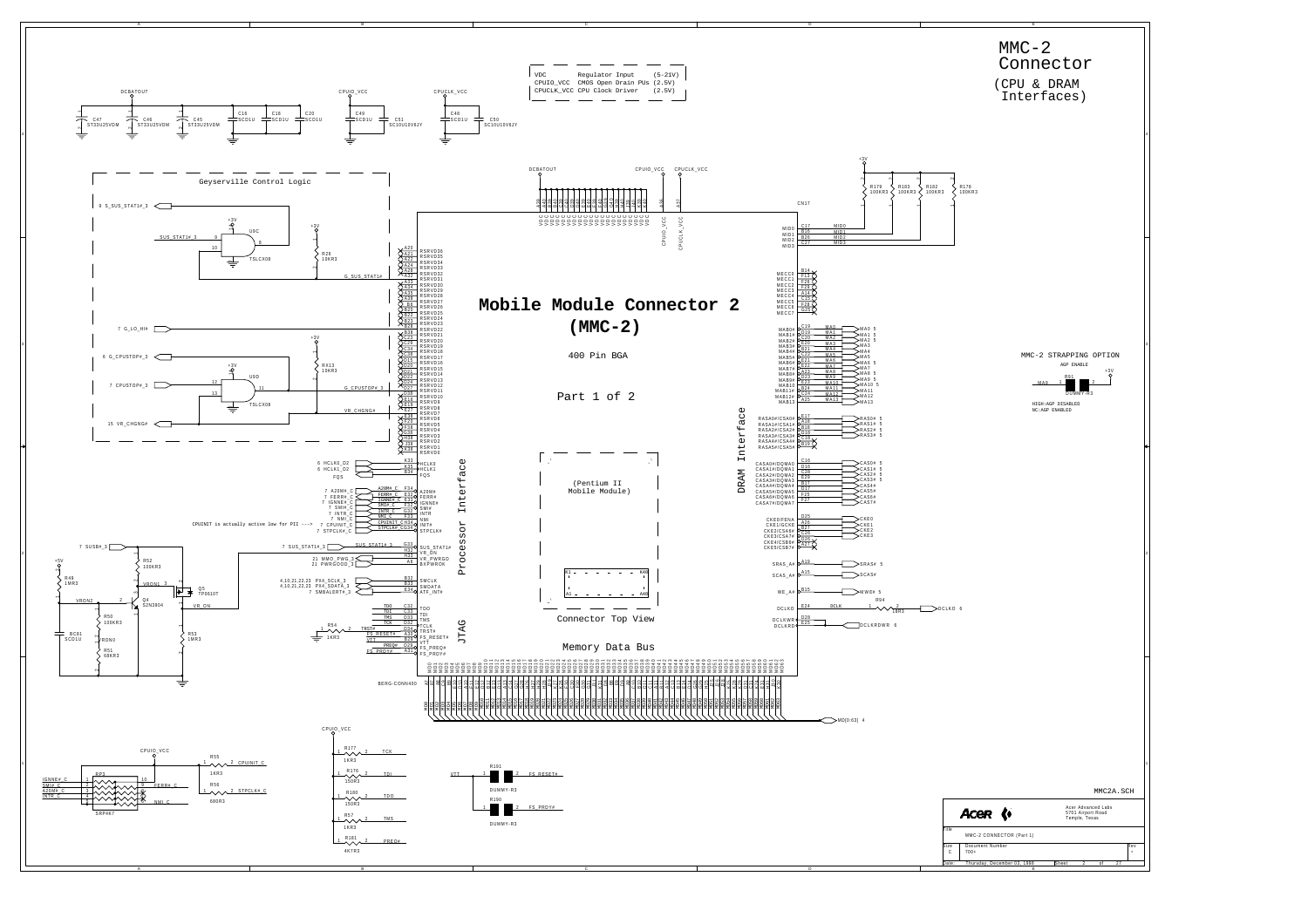# MMC-2 Connector

## (CPU & DRAM Interfaces)

| | | |
|---|---|---|
| VDC | Regulator Input | (5-21V) |
| CPUIO_VCC | CMOS Open Drain PUs | (2.5V) |
| CPUCLK_VCC | CPU Clock Driver | (2.5V) |

DCBATOUT: C47 ST33U25VDM, C46 ST33U25VDM, C45 ST33U25VDM, C16 SC01U, C18 SC01U, C20 SC01U

CPUIO_VCC: C49 SC01U, C51 SC10U10V6JY

CPUCLK_VCC: C48 SC01U, C50 SC10U10V6JY

### Geyserville Control Logic

- 8 S_SUS_STAT1#_3
- SUS_STAT1#_3 → U9C TSLCX08 (pins 9, 10, 8) → G_SUS_STAT1# (R26 10KR3, +3V)
- 7 G_LO_HI#
- 6 G_CPUSTOP#_3
- 7 CPUSTOP#_3 → U9D TSLCX08 (pins 12, 13, 11) → G_CPUSTOP#_3 (RX13 10KR3, +3V)
- 15 VR_CHGNG# → VR_CHGNG#

# Mobile Module Connector 2 (MMC-2)

400 Pin BGA

Part 1 of 2

CN17 — BERG-CONN400

(Pentium II Mobile Module)

Connector Top View

Processor Interface

- 6 HCLK0_D2 → HCLK0 (K33)
- 6 HCLK1_D2 → HCLK1 (E35)
- FQS → FQS (B34)
- 7 A20M#_C → A20M# (F34)
- 7 FERR#_C → FERR# (E33)
- 7 IGNNE#_C → IGNNE# (E35)
- 7 SMI#_C → SMI# (F35)
- 7 INTR_C → INTR (G32)
- 7 NMI_C → NMI (F33)
- 7 CPUINIT_C → INIT# (H34)
- 7 STPCLK#_C → STPCLK# (G34)
- CPUINIT is actually active low for PII --->
- 7 SUS_STAT1#_3 → SUS_STAT1# (G33)
- VR_ON (H31)
- 21 MMO_PWG_3 → VR_PWRGD (H33)
- 21 PWRGOOD_3 → BXPWROK (A8)
- 4,10,21,22,23 PX4_SCLK_3 → SMCLK (B32)
- 4,10,21,22,23 PX4_SDATA_3 → SMDATA (B33)
- 7 SMBALERT#_3 → ATF_INT# (E34)

JTAG

- TDO (C32), TDI (C33), TMS (D33), TCK (D32), TRST# (D31), FS_RESET# (E31), VTT (B29), FS_PREQ# (D29), FS_PRDY# (A31)
- R54 1KR3 (TRST#)

RSRVD36 – RSRVD0 (A20, A21, A22, A24, A26, A32, A33, A34, A35, A36, B6, B20, B22, B21, B28, B38, C23, C29, C34, C35, D15, D20, D21, D22, D24, D27, D30, E14, E15, E27, E28, F29, F28, G35, H38, J38, K38)

### DRAM Interface

- MID0–MID3 (C17, B16, B26, C27) — R179 100KR3, R183 100KR3, R182 100KR3, R178 100KR3 to +3V
- MECC0–MECC7 (B14, F25, F26, C25, F14, D18, F28, F20) — NC
- MAB0#–MAB13# (C19, B19, D20, E20, B21, B22, E22, B23, E23, E24, C24, C24, A25) → MA0–MA13
- RASA0#/CSA0# – RASA5#/CSA5# (E17, E16, D16, D18, F18, B19) → RAS0#–RAS3#
- CASA0#/DQMA0 – CASA7#/DQMA7 (C16, D16, D20, E20, B17, E17, F25, F27) → CAS0#–CAS7#
- CKE0/FENA – CKE5/CSB7# (D25, A26, B27, D26, D26, E27) → CKE0–CKE3
- SRAS_A# (A16) → SRAS#
- SCAS_A# (A15) → SCAS#
- WE_A# (B15) → MWE#
- DCLKO (E24) → DCLK → R94 1KR3 → DCLK0 6
- DCLKWR (D28), DCLKRD (E25) → DCLKRDWR 6

Memory Data Bus

MD0–MD63 → MD[0:63] 4

VDC, CPUIO_VCC (A36), CPUCLK_VCC (A37)

### MMC-2 STRAPPING OPTION

AGP ENABLE

MA9 — R91 DUMMY-R3 — +3V

HIGH:AGP DISABLED
NC:AGP ENABLED

### Q4 / Q5 circuit

- 7 SUSB#_3
- +5V, R49 1MR3, VRON2, Q4 S2N3904, R52 100KR3, VRON1, Q5 TP0610T, VR_ON
- R50 100KR3, BC61 SC01U, VRON0, R51 68KR3, R53 1MR3

### Pull-ups

CPUIO_VCC:

- R55 1KR3 → CPUINIT_C
- R56 680R3 → STPCLK#_C
- RP3 SRP4K7: IGNNE#_C, SMI#_C, A20M#_C, INTR_C, FERR#_C, NMI_C
- R177 1KR3 → TCK
- R176 150R3 → TDI
- R180 150R3 → TDO
- R57 1KR3 → TMS
- R181 4K7R3 → PREQ#
- VTT → R191 DUMMY-R3 → FS_RESET#
- R190 DUMMY-R3 → FS_PRDY#

MMC2A.SCH

| | |
|---|---|
| Acer Advanced Labs, 5701 Airport Road, Temple, Texas | |
| Title | MMC-2 CONNECTOR (Part 1) |
| Size | C |
| Document Number | 700+ |
| Date | Thursday, December 03, 1998 |
| Sheet | 2 of 27 |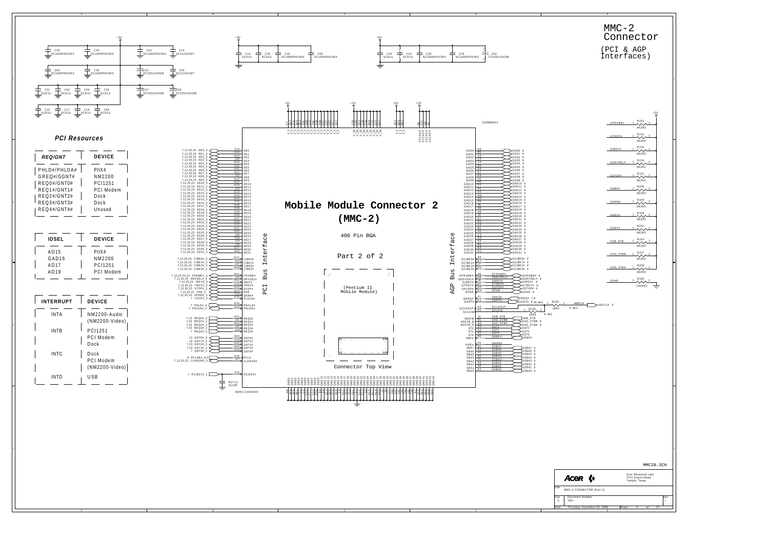# MMC-2 Connector

(PCI & AGP Interfaces)

## PCI Resources

| REQ/GNT | DEVICE |
|---|---|
| PHLD#/PHLDA# | PIIX4 |
| GREQ#/GGNT# | NM2200 |
| REQ0#/GNT0# | PCI1251 |
| REQ1#/GNT1# | PCI Modem |
| REQ2#/GNT2# | Dock |
| REQ3#/GNT3# | Dock |
| REQ4#/GNT4# | Unused |

| IDSEL | DEVICE |
|---|---|
| AD15 | PIIX4 |
| GAD16 | NM2200 |
| AD17 | PCI1251 |
| AD19 | PCI Modem |

| INTERRUPT | DEVICE |
|---|---|
| INTA | NM2200-Audio (NM2200-Video) |
| INTB | PCI1251<br>PCI Modem<br>Dock |
| INTC | Dock<br>PCI Modem<br>(NM2200-Video) |
| INTD | USB |

## Mobile Module Connector 2 (MMC-2)

400 Pin BGA

Part 2 of 2

(Pentium II Mobile Module)

Connector Top View

PCI Bus Interface

AGP Bus Interface

CN99MMC2

BERG-CONN400

Acer Advanced Labs
5701 Airport Road
Temple, Texas

Title: MMC-2 CONNECTOR (Part 2)

Size: C

Document Number: 700+

Date: Thursday, December 03, 1998

MMC2B.SCH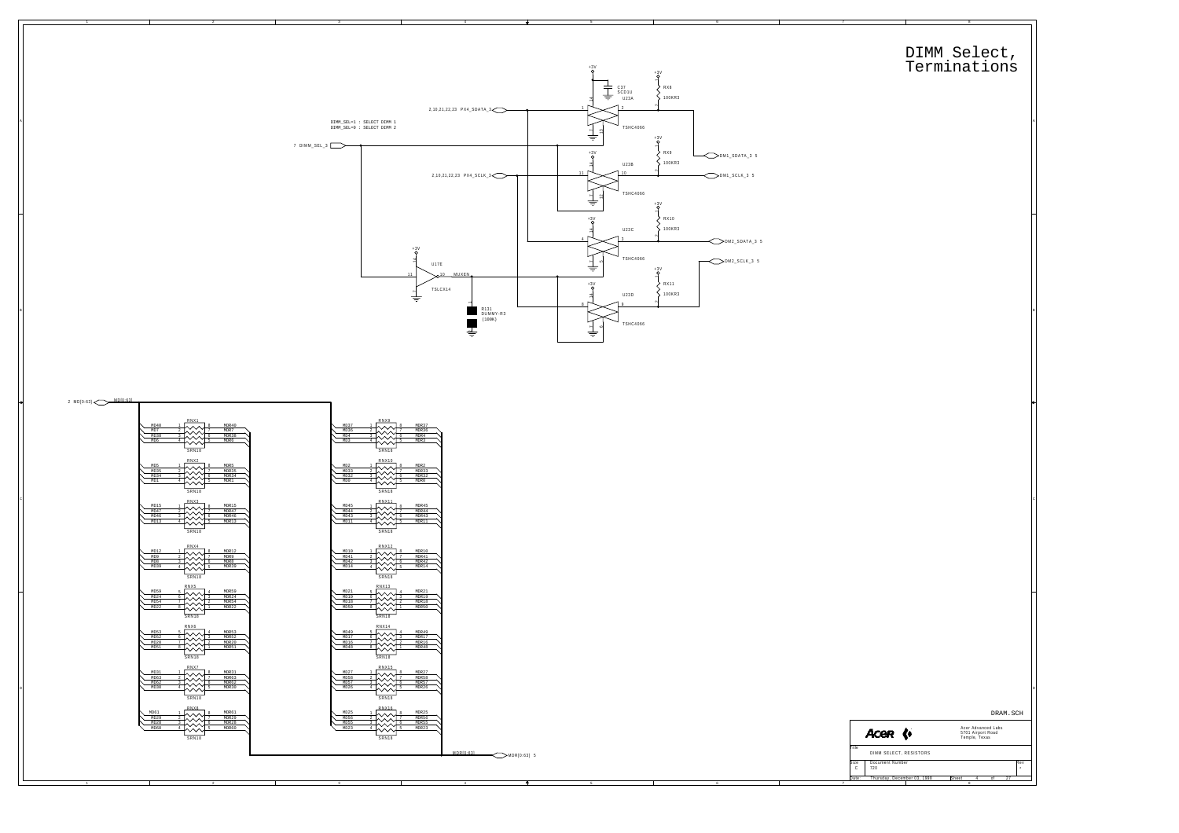# DIMM Select, Terminations

DIMM_SEL=1 : SELECT DIMM 1
DIMM_SEL=0 : SELECT DIMM 2

7 DIMM_SEL_3

2,10,21,22,23 PX4_SDATA_3

2,10,21,22,23 PX4_SCLK_3

+3V

C37
SCD1U

U23A
TSHC4066

U23B
TSHC4066

U23C
TSHC4066

U23D
TSHC4066

RX8 100KR3

RX9 100KR3

RX10 100KR3

RX11 100KR3

DM1_SDATA_3 5

DM1_SCLK_3 5

DM2_SDATA_3 5

DM2_SCLK_3 5

U17E
TSLCX14

MUXEN

R131
DUMMY-R3
(100K)

2 MD[0:63]

MDR[0:63] 5

| Pack | Pins | In | Out |
|---|---|---|---|
| RNX1 (SRN10) | 1-8 | MD40 | MDR40 |
| | 2-7 | MD7 | MDR7 |
| | 3-6 | MD38 | MDR38 |
| | 4-5 | MD6 | MDR6 |
| RNX2 (SRN10) | 1-8 | MD5 | MDR5 |
| | 2-7 | MD35 | MDR35 |
| | 3-6 | MD34 | MDR34 |
| | 4-5 | MD1 | MDR1 |
| RNX3 (SRN10) | 1-8 | MD15 | MDR15 |
| | 2-7 | MD47 | MDR47 |
| | 3-6 | MD46 | MDR46 |
| | 4-5 | MD13 | MDR13 |
| RNX4 (SRN10) | 1-8 | MD12 | MDR12 |
| | 2-7 | MD9 | MDR9 |
| | 3-6 | MD8 | MDR8 |
| | 4-5 | MD39 | MDR39 |
| RNX5 (SRN10) | 5-4 | MD59 | MDR59 |
| | 6-3 | MD24 | MDR24 |
| | 7-2 | MD54 | MDR54 |
| | 8-1 | MD22 | MDR22 |
| RNX6 (SRN10) | 5-4 | MD53 | MDR53 |
| | 6-3 | MD52 | MDR52 |
| | 7-2 | MD20 | MDR20 |
| | 8-1 | MD51 | MDR51 |
| RNX7 (SRN10) | 1-8 | MD31 | MDR31 |
| | 2-7 | MD63 | MDR63 |
| | 3-6 | MD62 | MDR62 |
| | 4-5 | MD30 | MDR30 |
| RNX8 (SRN10) | 1-8 | MD61 | MDR61 |
| | 2-7 | MD29 | MDR29 |
| | 3-6 | MD28 | MDR28 |
| | 4-5 | MD60 | MDR60 |
| RNX9 (SRN10) | 1-8 | MD37 | MDR37 |
| | 2-7 | MD36 | MDR36 |
| | 3-6 | MD4 | MDR4 |
| | 4-5 | MD3 | MDR3 |
| RNX10 (SRN10) | 1-8 | MD2 | MDR2 |
| | 2-7 | MD33 | MDR33 |
| | 3-6 | MD32 | MDR32 |
| | 4-5 | MD0 | MDR0 |
| RNX11 (SRN10) | 1-8 | MD45 | MDR45 |
| | 2-7 | MD44 | MDR44 |
| | 3-6 | MD43 | MDR43 |
| | 4-5 | MD11 | MDR11 |
| RNX12 (SRN10) | 1-8 | MD10 | MDR10 |
| | 2-7 | MD41 | MDR41 |
| | 3-6 | MD42 | MDR42 |
| | 4-5 | MD14 | MDR14 |
| RNX13 (SRN10) | 5-4 | MD21 | MDR21 |
| | 6-3 | MD19 | MDR19 |
| | 7-2 | MD18 | MDR18 |
| | 8-1 | MD50 | MDR50 |
| RNX14 (SRN10) | 5-4 | MD49 | MDR49 |
| | 6-3 | MD17 | MDR17 |
| | 7-2 | MD16 | MDR16 |
| | 8-1 | MD48 | MDR48 |
| RNX15 (SRN10) | 1-8 | MD27 | MDR27 |
| | 2-7 | MD58 | MDR58 |
| | 3-6 | MD57 | MDR57 |
| | 4-5 | MD26 | MDR26 |
| RNX16 (SRN10) | 1-8 | MD25 | MDR25 |
| | 2-7 | MD56 | MDR56 |
| | 3-6 | MD55 | MDR55 |
| | 4-5 | MD23 | MDR23 |

DRAM.SCH

Acer Advanced Labs
5701 Airport Road
Temple, Texas

Title: DIMM SELECT, RESISTORS

Size: C — Document Number: 720 — Rev: -

Date: Thursday, December 03, 1998 — Sheet 4 of 27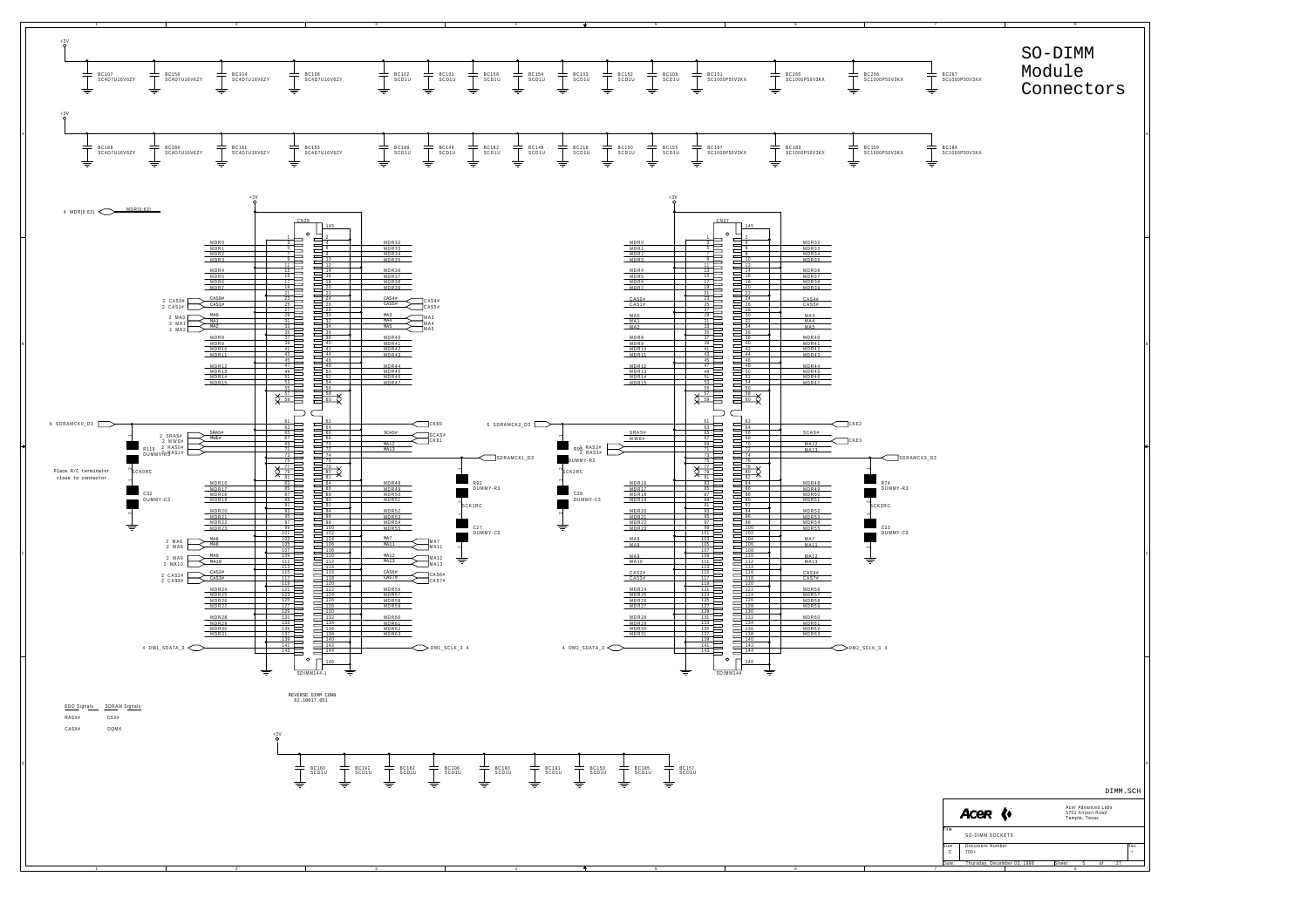# SO-DIMM Module Connectors

Place R/C terminator close to connector.

REVERSE DIMM CONN 62.10017.051

| EDO Signals | SDRAM Signals |
|---|---|
| RASX# | CSX# |
| CASX# | DQMX |

DIMM.SCH

Acer Advanced Labs
5701 Airport Road
Temple, Texas

| | |
|---|---|
| Title | SO-DIMM SOCKETS |
| Size | C |
| Document Number | 700+ |
| Date | Thursday, December 03, 1998 |
| Sheet | 5 of 27 |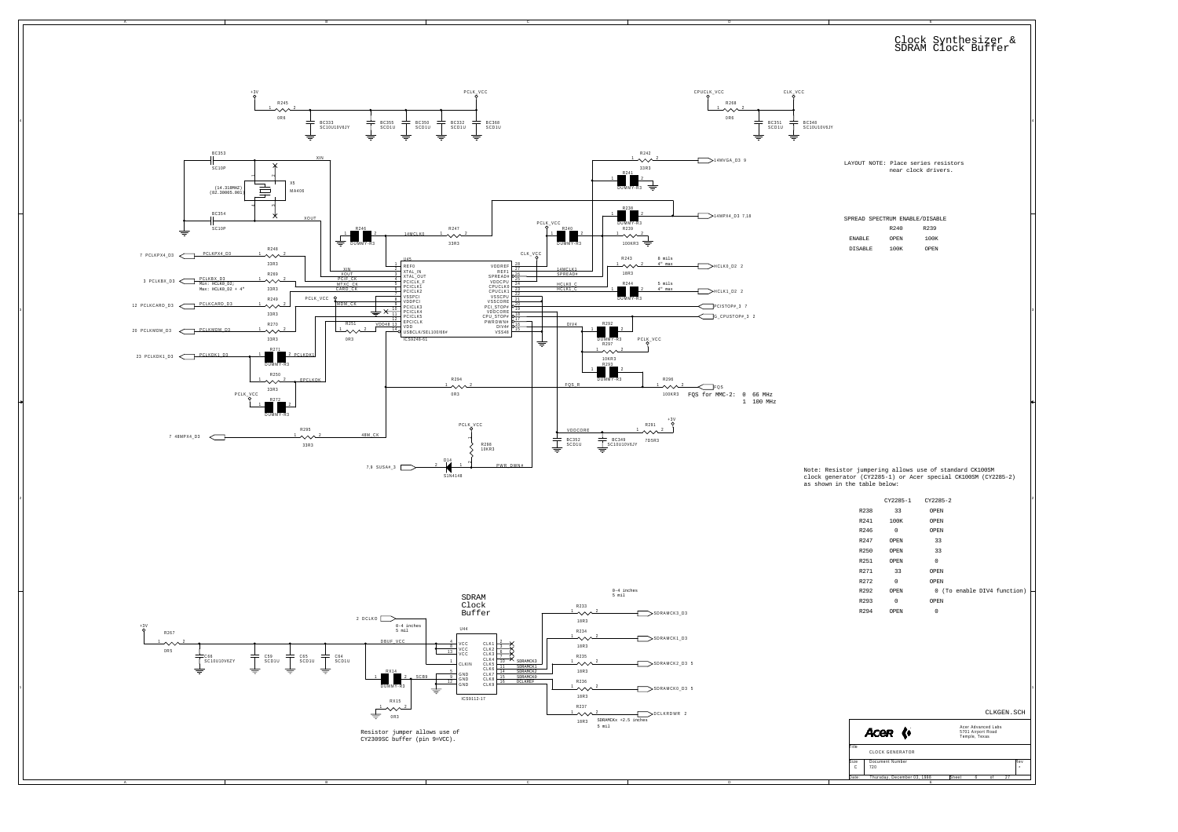# Clock Synthesizer & SDRAM Clock Buffer

LAYOUT NOTE: Place series resistors near clock drivers.

SPREAD SPECTRUM ENABLE/DISABLE

| | R240 | R239 |
|---|---|---|
| ENABLE | OPEN | 100K |
| DISABLE | 100K | OPEN |

FQS for MMC-2: 0 66 MHz
1 100 MHz

Note: Resistor jumpering allows use of standard CK100SM clock generator (CY2285-1) or Acer special CK100SM (CY2285-2) as shown in the table below:

| | CY2285-1 | CY2285-2 |
|---|---|---|
| R238 | 33 | OPEN |
| R241 | 100K | OPEN |
| R246 | 0 | OPEN |
| R247 | OPEN | 33 |
| R250 | OPEN | 33 |
| R251 | OPEN | 0 |
| R271 | 33 | OPEN |
| R272 | 0 | OPEN |
| R292 | OPEN | 0 (To enable DIV4 function) |
| R293 | 0 | OPEN |
| R294 | OPEN | 0 |

## SDRAM Clock Buffer

Resistor jumper allows use of CY2309SC buffer (pin 9=VCC).

CLKGEN.SCH

Acer Advanced Labs
5701 Airport Road
Temple, Texas

Title: CLOCK GENERATOR

Size: C — Document Number: 720

Date: Thursday, December 03, 1998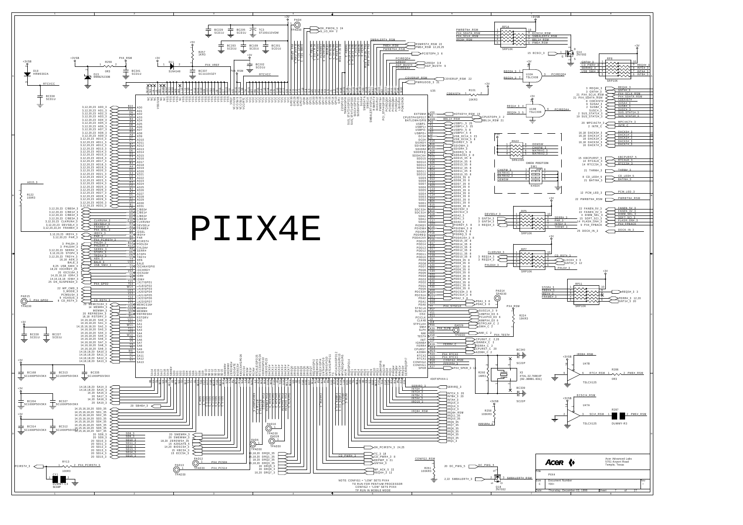# PIIX4E

NOTE: CONFIG1 = "LOW" SETS PIIX4
TO RUN FOR PENTIUM PROCESSOR
CONFIG2 = "LOW" SETS PIIX4
TP RUN IN MOBILE MODE

| | |
|---|---|
| Acer Advanced Labs | 5701 Airport Road, Temple, Texas |
| Title | PIIX4 |
| Size | C |
| Document Number | 700+ |
| Date | Thursday, December 03, 1998 |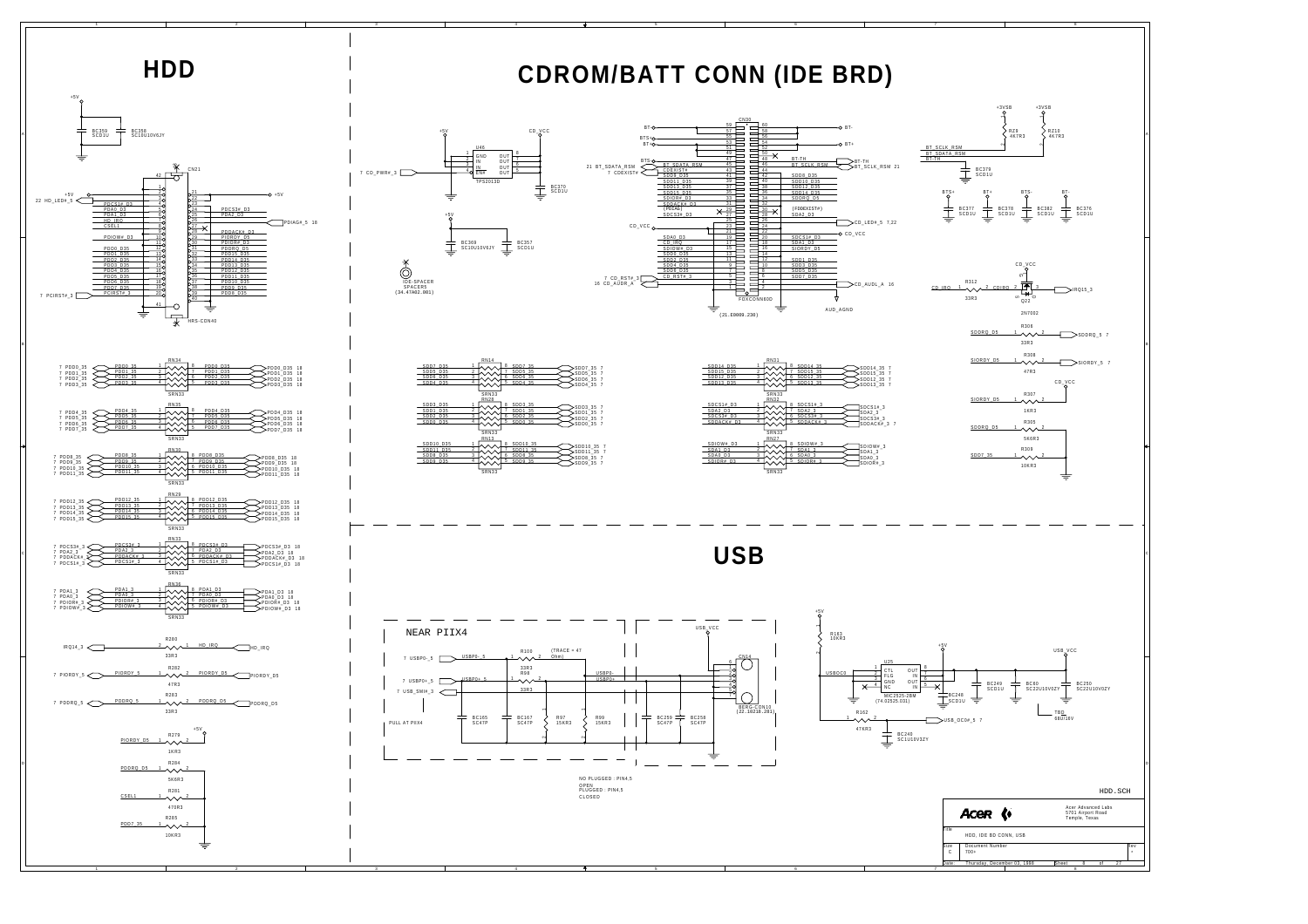# HDD

# CDROM/BATT CONN (IDE BRD)

# USB

NEAR PIIX4

PULL AT PIIX4

NO PLUGGED : PIN4,5 OPEN
PLUGGED : PIN4,5 CLOSED

HDD.SCH

Acer Advanced Labs
5701 Airport Road
Temple, Texas

| Title | HDD, IDE BD CONN, USB | |
|---|---|---|
| Size: C | Document Number: 700+ | Rev |
| Date: Thursday, December 03, 1998 | Sheet 8 of 27 | |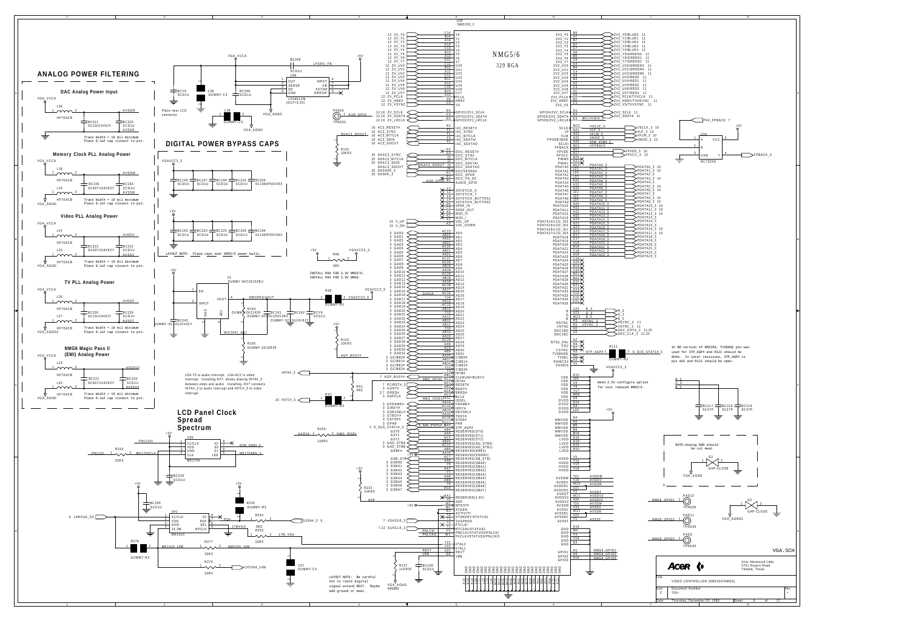# ANALOG POWER FILTERING

## DAC Analog Power Input

VGA_VCCA, L36, HF70ACB, BC311 SC10U10V6ZY, BC325 SC1U, AVDDR, AVSSR

Trace Width = 10 mil minimum
Place 0.1uF cap closest to pin.

## Memory Clock PLL Analog Power

VGA_VCCA, L18, HF70ACB, BC196 SC4D7U10V6ZY, BC193 SC1U, AVDDM, L19, HF70ACB, AVSSM, VGA_AGND

Trace Width = 10 mil minimum
Place 0.1uF cap closest to pin.

## Video PLL Analog Power

VGA_VCCA, L24, HF70ACB, BC223 SC4D7U10V6ZY, BC222 SC1U, AVDDV, L25, HF70ACB, AVSSV, VGA_AGND

Trace Width = 10 mil minimum
Place 0.1uF cap closest to pin.

## TV PLL Analog Power

VGA_VCCA, L26, HF70ACB, BC226 SC10U10V6ZY, BC226 SC1U, AVDDT, L27, HF70ACB, AVSST, VGA_AGND2

Trace Width = 10 mil minimum
Place 0.1uF cap closest to pin.

## NMG6 Magic Pass II (EMI) Analog Power

VGA_VCCA, L23, HF70ACB, BC221 SC4D7U10V6ZY, BC220 SC1U, AVDDV2, L20, HF70ACB, AVSSV2, VGA_AGND

# DIGITAL POWER BYPASS CAPS

VGAVCC2_3: BC195 SC1U, BC197 SC1U, BC199 SC1U, BC324 SC1U, BC334 SC1000P50V3KX

+3V: BC192 SC1U, BC200 SC1U, BC225 SC1U, BC336 SC1U, BC194 SC1000P50V3KX

LAYOUT NOTE: Place caps near NMG5/6 power balls.

VGA_VCCA, BC266, LP2951_FB, +5V, BC70 SC1U, C36 DUMMY-C3, BC269 SC1U, U29 LP2951CM (OUT=3.3V), C38 DUMMY-C3, VGA_AGND

Place near LCD connector.

PAD26 TPAD30, AUD_GPIO

R120 10KR3, DKAC3_SDOUT

U1 DUMMY-MIC29152BU, +5V, EN, INPUT, VOUT, NMGREGVOUT, R164 DUMMY-2K21R3F, BC241 DUMMY-SC10U50V3KX, BC242 DUMMY-SC10U10V6ZY, BC243 DUMMY-SC22U10V0ZY, R165 DUMMY-2K15R3F, MIC2941_ADJ

+3V, R96 0R5, VGAVCC2_3

INSTALL R96 FOR 3.3V NMG5/6.
INSTALL R95 FOR 2.5V NMG6.

R95 DUMMY-R5, BCY9 SC1U, VGAVCC2_3

R123 10KR3, AGP_BUSY#

U34-T3 is audio interrupt. U34-AC2 is video interrupt. Installing RX7, allows sharing INTA#_3 between video and audio. Installing RX7 connects INTA#_3 to audio interrupt and INTC#_3 to video interrupt.

INTA#_3, RX1 0R3, RX2 DUMMY-R3, 20 INTC#_3

R256 100R3, GAD16, NMG_IDSEL

# LCD Panel Clock Spread Spectrum

U30 MK1704, PNLCKO, R192 33R3, PNLCKI, MK1704CLK, 65M_40MH_3, MK1704EN_3

BC206 SC1U, BC356 SC1U, U41 MK1410, 6 14MVGA_D3, R255 DUMMY-R3, R254, PD#, SUSA#_3 6, R253 0R3, 17MVGA, 17M_VGA, R278 DUMMY-R3, MK1410_14M, R277 33R3, NM2200_14M, R276 33R3, CH7004_14M, C67 DUMMY-C3

LAYOUT NOTE: Be careful not to route digital signal around REXT. Maybe add ground or moat.

R137 11K8R3F, BC188 SC1U, REXT, VBB, VGA_AGND, AVSSR2

U34 NM2200_2 — NMG5/6 329 BGA

R223 10KR3, AGP

R121 DUMMY-R3, STP_AGP#, 2 S_SUS_STAT1#_3

In BD version of NM2200, TVSENSE pin was used for STP_AGP# and R121 should be 0ohm. In later revisions, STP_AGP# is pin AA2 and R121 should be open.

Need 2.5V configure option for cost reduced NMG5/6.

U16 NC7S08, FPBACK_3, FPBACK 7, +3V

BC217 SC47P, BC218 SC47P, BC219 SC47P (R_3, G_3, B_3)

NOTE: Analog GND should be cut moat.

G2 GAP-CLOSE, VGA_AGND; G3 GAP-CLOSE, VGA_AGND2

PAD10 TPAD30 NMG6_GPIO1; PAD11 TPAD30 NMG6_GPIO2; PAD3 TPAD30 NMG6_GPIO3

VGA.SCH

Acer Advanced Labs
5701 Airport Road
Temple, Texas

| Title | VIDEO CONTROLLER (NM2200/NMG5) | |
|---|---|---|
| Size C | Document Number 700+ | Rev |
| Date: Thursday, December 03, 1998 | Sheet 9 of 27 | |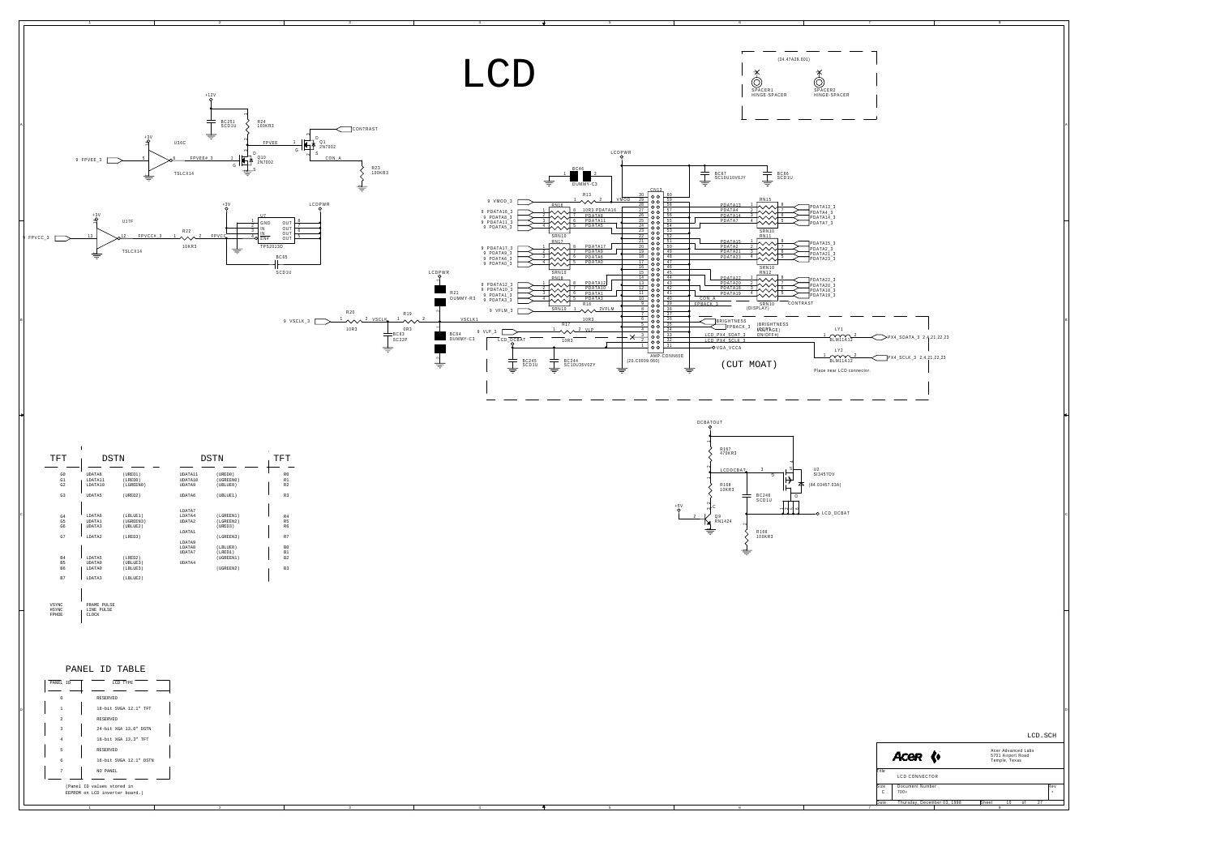# LCD

(34.47A20.001)

SPACER1 HINGE-SPACER

SPACER2 HINGE-SPACER

+12V

BC251 SCD1U

R24 100KR3

CONTRAST

Q1 2N7002

FPVEE

U16C

9 FPVEE_3

FPVEE#_3

Q10 2N7002

CON_A

R23 100KR3

TSLCX14

+3V

U17F

9 FPVCC_3

FPVCC#_3

R22 10KR3

FPVCC

U7

GND OUT

IN OUT

IN OUT

ENF OUT

TPS2013D

BC65 SCD1U

LCDPWR

TSLCX14

LCDPWR

BC46

DUMMY-C3

R13

9 VMOD_3

VMOD

CN13

BC47 SC1U10V6JY

BC66 SCD1U

RN16

10R3 PDATA16

PDATA8

PDATA11

PDATA5

9 PDATA16_3

9 PDATA8_3

9 PDATA11_3

9 PDATA5_3

SRN10

RN17

PDATA17

PDATA9

PDATA6

PDATA0

9 PDATA17_3

9 PDATA9_3

9 PDATA6_3

9 PDATA0_3

SRN10

RN18

PDATA12

PDATA10

PDATA1

PDATA3

9 PDATA12_3

9 PDATA10_3

9 PDATA1_3

9 PDATA3_3

SRN10

R16

9 VFLM_3

2VFLM

10R3

LCDPWR

R21 DUMMY-R3

R20

R19

9 VSCLK_3

VSCLK

VSCLK1

10R3

0R3

BC83 SC22P

BC64 DUMMY-C3

R17

9 VLP_3

VLP

LCD_DCBAT

10R3

BC245 SCD1U

BC244 SC10U35V0ZY

AMP-CONN60E (20.C0009.060)

RN15

PDATA13

PDATA4

PDATA14

PDATA7

PDATA13_3

PDATA4_3

PDATA14_3

PDATA7_3

SRN10

RN11

PDATA15

PDATA2

PDATA21

PDATA23

PDATA15_3

PDATA2_3

PDATA21_3

PDATA23_3

SRN10

RN12

PDATA22

PDATA20

PDATA18

PDATA19

PDATA22_3

PDATA20_3

PDATA18_3

PDATA19_3

CON_A

FPBACK_3

SRN10 (DISPLAY)

CONTRAST

BRIGHTNESS

FPBACK_3

(BRIGHTNESS VOLTAGE) ON(OFF#)

LCD_PX4_SDAT_3

LCD_PX4_SCLK_3

VGA_VCCA

LY1 BLM11A121

LY2 BLM11A121

PX4_SDATA_3 2,4,21,22,23

PX4_SCLK_3 2,4,21,22,23

(CUT MOAT)

Place near LCD connector.

DCBATOUT

R167 470KR3

LCDDCBAT

R168 10KR3

BC246 SCD1U

U2 SI3457DV

(84.03457.03A)

LCD_DCBAT

+5V

Q9 RN1424

R166 100KR3

| TFT | DSTN | | DSTN | | TFT |
|---|---|---|---|---|---|
| G0 | UDATA8 | (URED1) | UDATA11 | (URED0) | R0 |
| G1 | LDATA11 | (LRED0) | UDATA10 | (UGREEN0) | R1 |
| G2 | LDATA10 | (LGREEN0) | UDATA9 | (UBLUE0) | R2 |
| G3 | UDATA5 | (UGREEN2) | UDATA6 | (UBLUE1) | R3 |
| | | | LDATA7 | | |
| G4 | LDATA6 | (LBLUE1) | LDATA4 | (LGREEN1) | R4 |
| G5 | UDATA1 | (UGREEN3) | UDATA2 | (LGREEN2) | R5 |
| G6 | UDATA3 | (UBLUE2) | | (URED3) | R6 |
| | | | LDATA1 | | |
| G7 | LDATA2 | (LRED3) | | (LGREEN3) | R7 |
| | | | LDATA9 | | |
| | | | LDATA8 | (LBLUE0) | B0 |
| | | | UDATA7 | (LRED1) | B1 |
| B4 | LDATA5 | (LRED2) | | (UGREEN1) | B2 |
| B5 | UDATA0 | (UBLUE3) | UDATA4 | | |
| B6 | LDATA0 | (LBLUE3) | | (UGREEN2) | B3 |
| B7 | LDATA3 | (LBLUE2) | | | |

| | |
|---|---|
| VSYNC | FRAME PULSE |
| HSYNC | LINE PULSE |
| FPHDE | CLOCK |

## PANEL ID TABLE

| PANEL ID | LCD TYPE |
|---|---|
| 0 | RESERVED |
| 1 | 18-bit SVGA 12.1" TFT |
| 2 | RESERVED |
| 3 | 24-bit XGA 13.0" DSTN |
| 4 | 18-bit XGA 13.3" TFT |
| 5 | RESERVED |
| 6 | 16-bit SVGA 12.1" DSTN |
| 7 | NO PANEL |

(Panel ID values stored in EEPROM on LCD inverter board.)

LCD.SCH

Acer Advanced Labs
5701 Airport Road
Temple, Texas

Title: LCD CONNECTOR

Size: C | Document Number: 700+ | Rev

Date: Thursday, December 03, 1998 | Sheet 10 of 27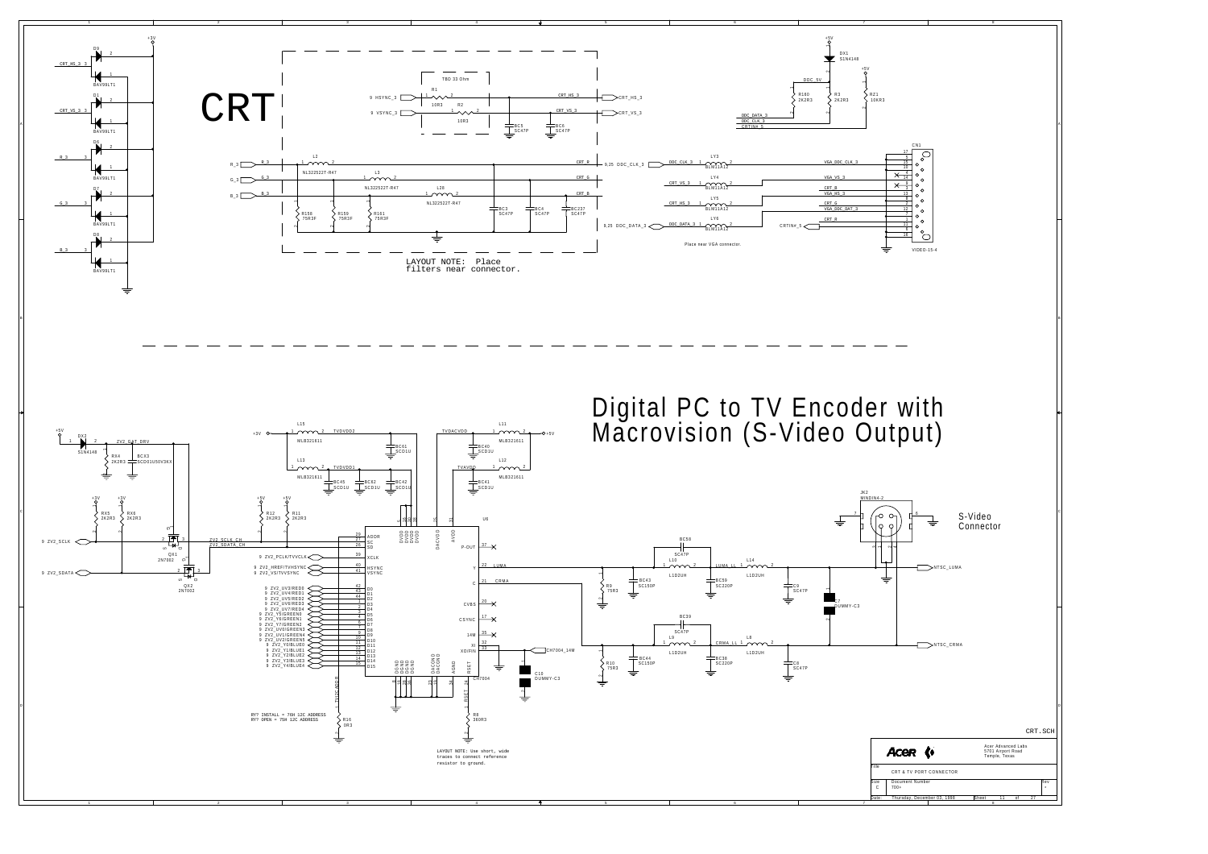# CRT

LAYOUT NOTE: Place filters near connector.

Place near VGA connector.

# Digital PC to TV Encoder with Macrovision (S-Video Output)

S-Video Connector

RY7 INSTALL = 76H I2C ADDRESS
RY7 OPEN = 75H I2C ADDRESS

LAYOUT NOTE: Use short, wide traces to connect reference resistor to ground.

CRT.SCH

| | |
|---|---|
| Acer | Acer Advanced Labs<br>5701 Airport Road<br>Temple, Texas |
| Title | CRT & TV PORT CONNECTOR |
| Size: C | Document Number: 700+ |
| Date: | Thursday, December 03, 1998 |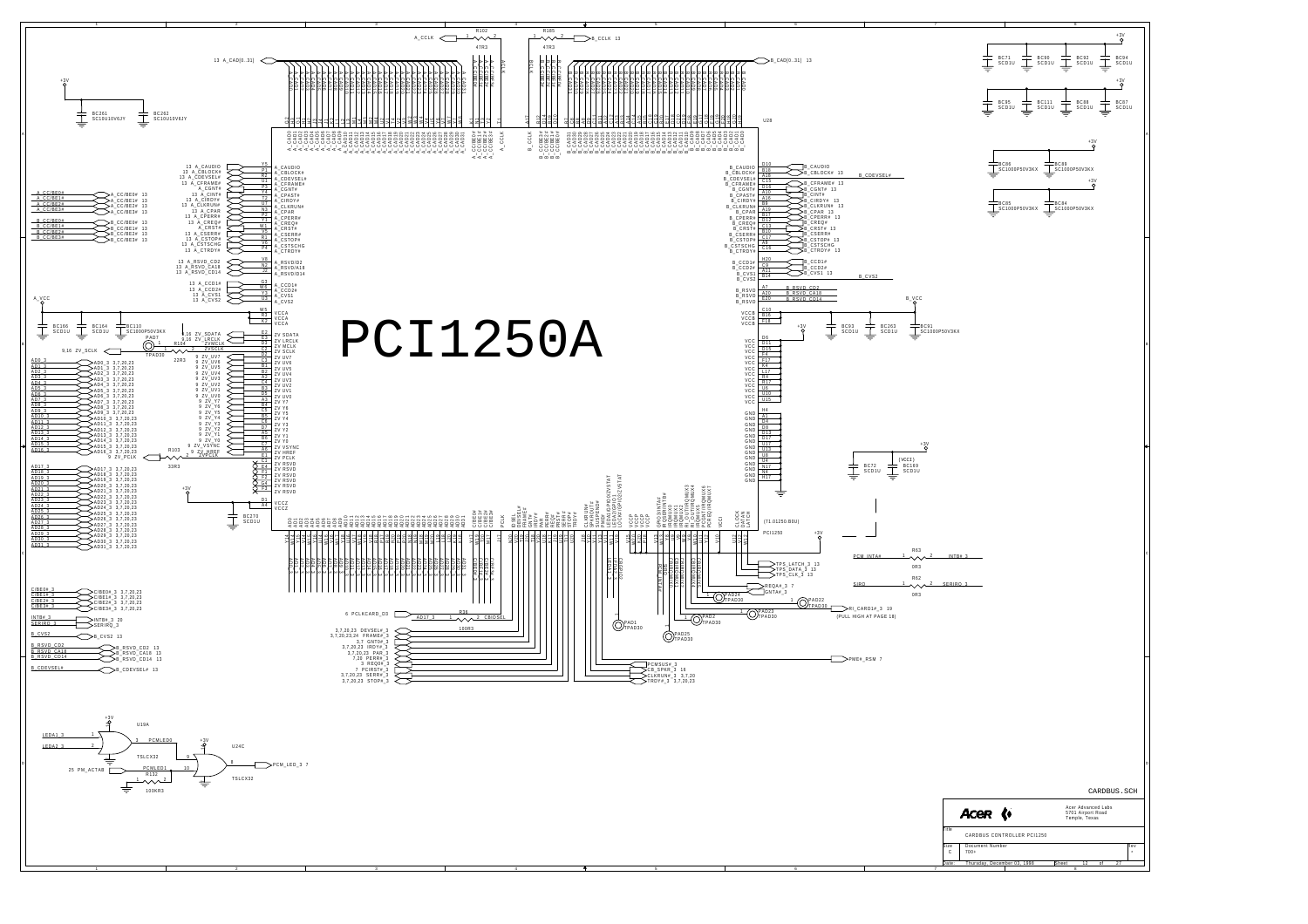# PCI1250A

CARDBUS.SCH

Acer Advanced Labs
5701 Airport Road
Temple, Texas

| Title | | |
|---|---|---|
| CARDBUS CONTROLLER PCI1250 | | |
| Size | Document Number | Rev |
| C | 700+ | |
| Date: | Thursday, December 03, 1998 | Sheet 12 of 27 |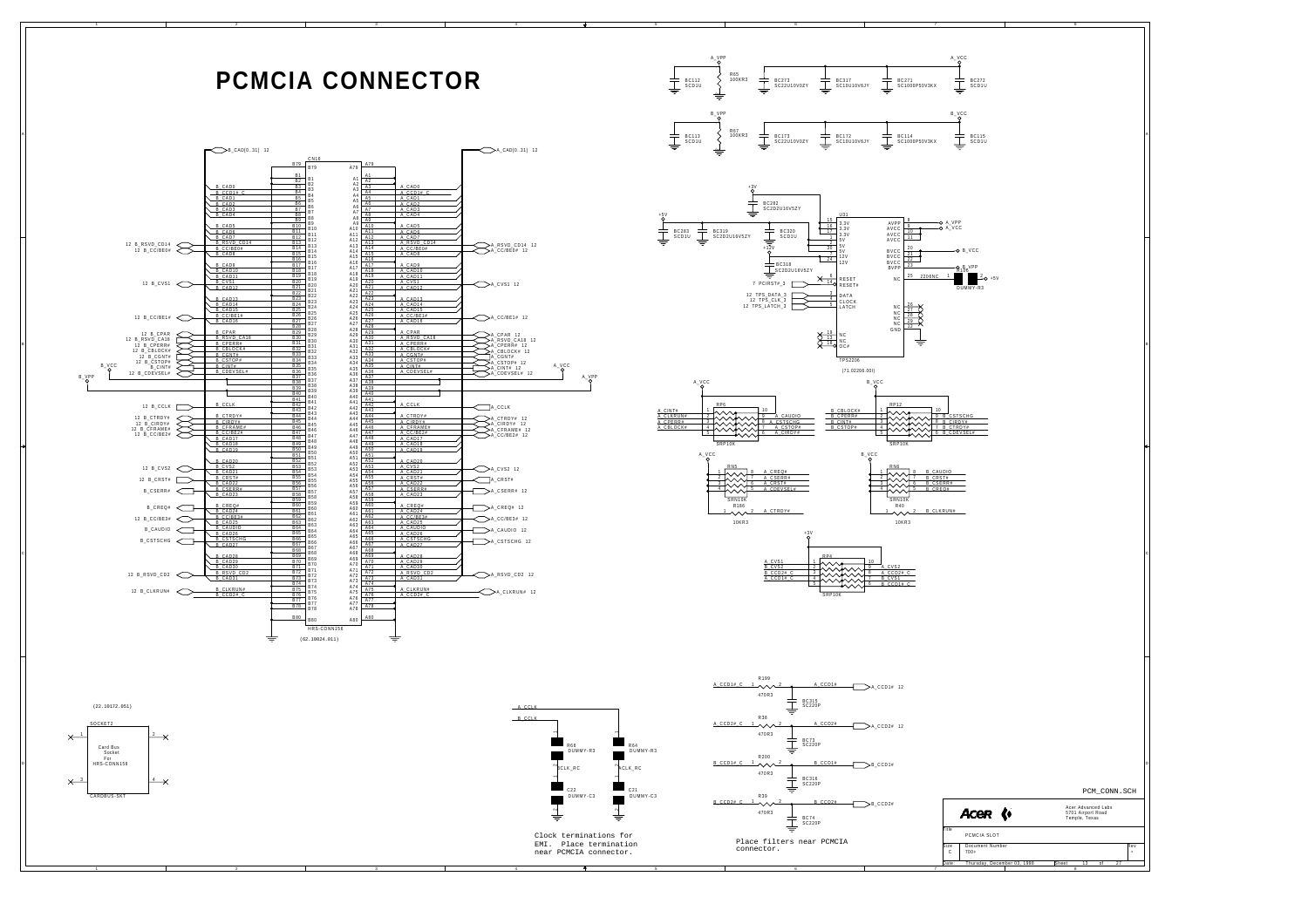# PCMCIA CONNECTOR

Clock terminations for EMI. Place termination near PCMCIA connector.

Place filters near PCMCIA connector.

PCM_CONN.SCH

| Acer | Acer Advanced Labs 5701 Airport Road Temple, Texas |
|---|---|
| Title | PCMCIA SLOT |
| Size C | Document Number 700+ |
| Date: | Thursday, December 03, 1998 |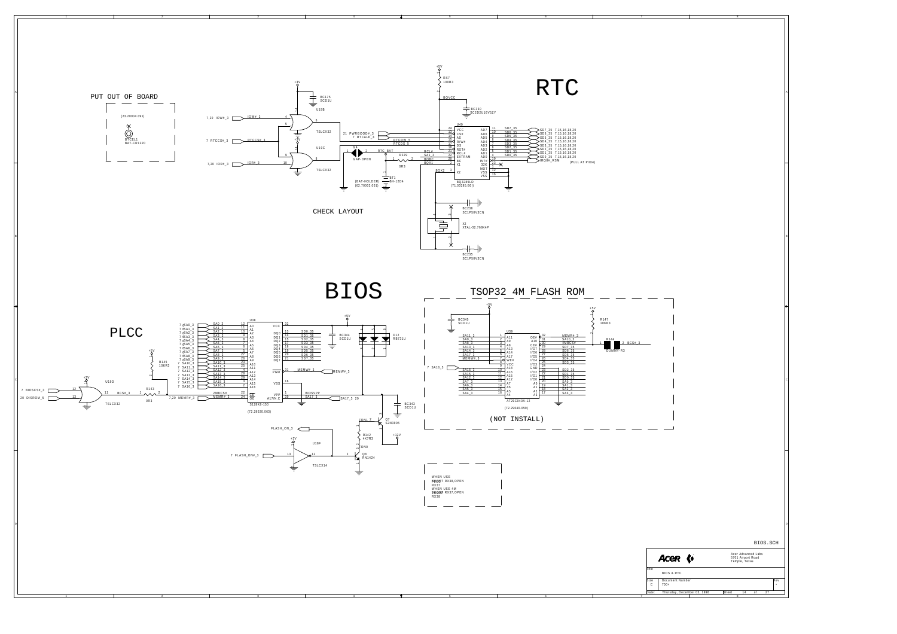# RTC

PUT OUT OF BOARD

(23.20004.091)

RTCEL1
BAT-CR1220

CHECK LAYOUT

U40 BQ3285LD (71.03285.B0I)

BT1 BH-12D4 (BAT-HOLDER) (62.70002.001)

X2 XTAL-32.768K4P

(PULL AT PIIX4)

# BIOS

## PLCC

U38 SI28K8-150 (72.28020.063)

## TSOP32 4M FLASH ROM

U39 AT29C040A-12 (72.29040.059)

(NOT INSTALL)

WHEN USE PLCC
SHORT RX38,OPEN RX37
WHEN USE 4M TSOP
SHORT RX37,OPEN RX38

| | |
|---|---|
| Acer Advanced Labs, 5701 Airport Road, Temple, Texas | |
| Title | BIOS & RTC |
| Size | C |
| Document Number | 700+ |
| Date | Thursday, December 03, 1998 |
| Sheet | 14 of 27 |

BIOS.SCH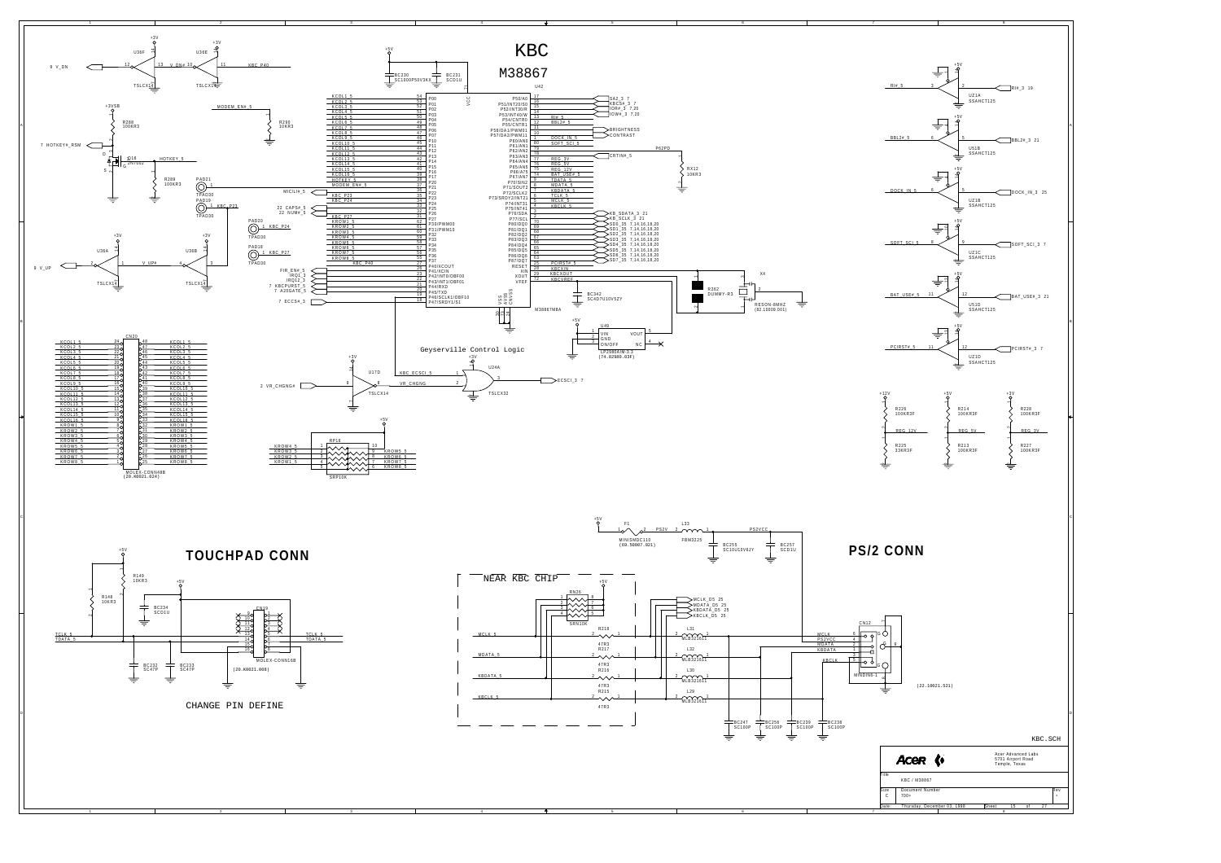# KBC

M38867

Geyserville Control Logic

## TOUCHPAD CONN

CHANGE PIN DEFINE

NEAR KBC CHIP

## PS/2 CONN

KBC.SCH

| | |
|---|---|
| Acer | Acer Advanced Labs<br>5701 Airport Road<br>Temple, Texas |
| Title | KBC / M38867 |
| Size: C | Document Number: 700+ |
| Date: Thursday, December 03, 1998 | Sheet 15 of 27 |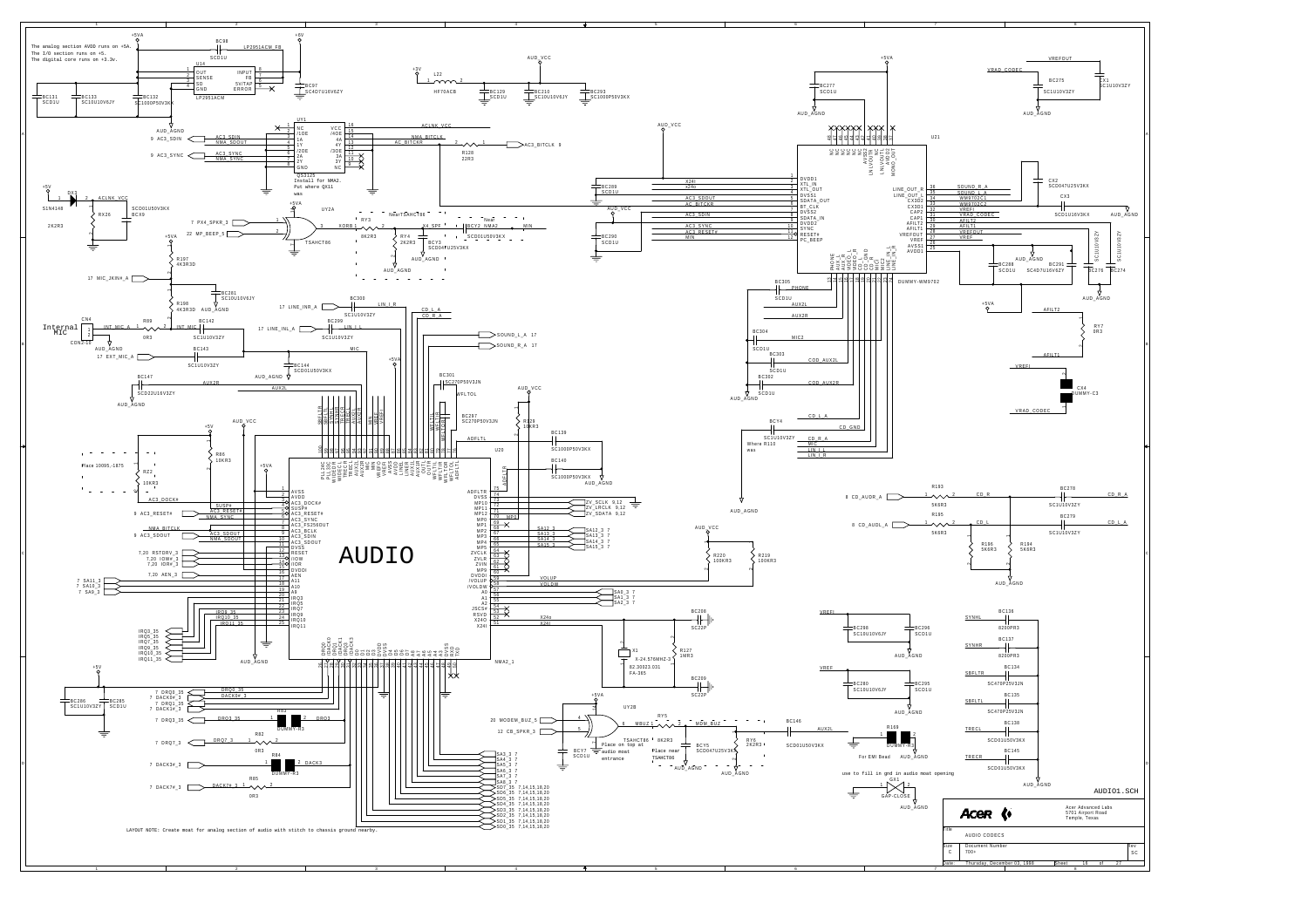The analog section AVDD runs on +5A.
The I/O section runs on +5.
The digital core runs on +3.3v.

QS3125
Install for NMA2.
Put where QX11
was

Near TSAHCT86

Near NMA2

Place 10095-1875

Internal MIC

Where R110
was

Place on top of
audio moat
entrance

Place near
TSAHCT86

For EMI Bead

use to fill in gnd in audio moat opening

# AUDIO

LAYOUT NOTE: Create moat for analog section of audio with stitch to chassis ground nearby.

AUDIO1.SCH

Acer Advanced Labs
5701 Airport Road
Temple, Texas

| Title | AUDIO CODECS | |
|---|---|---|
| Size C | Document Number 700+ | Rev SC |
| Date: | Thursday, December 03, 1998 | Sheet 16 of 27 |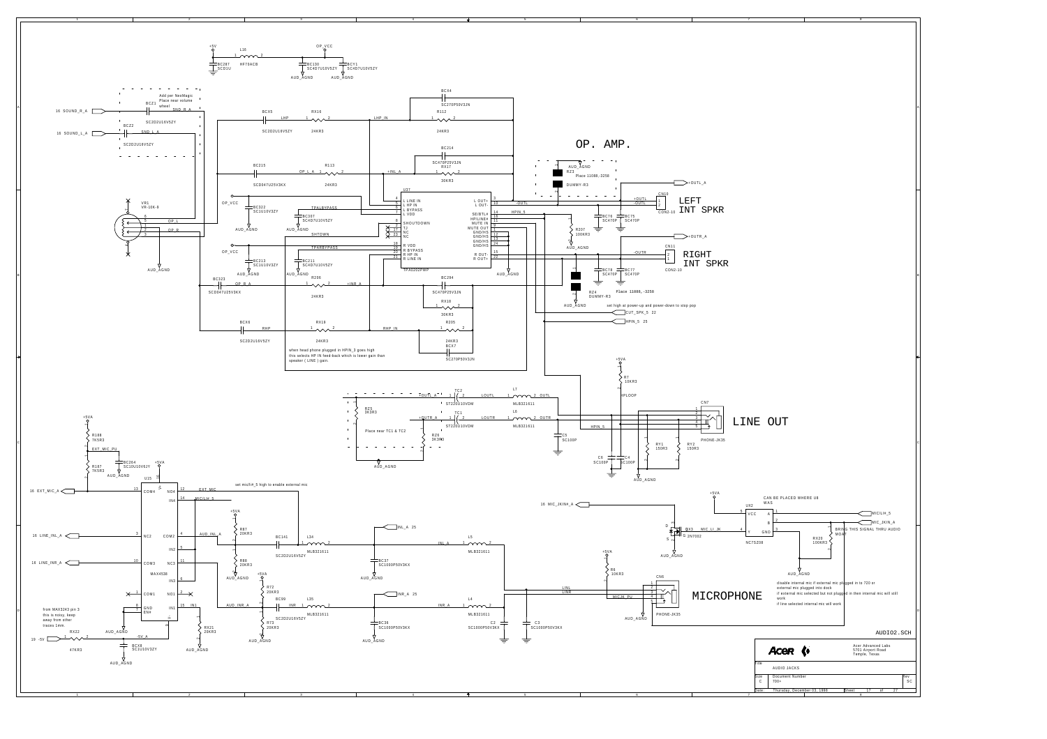# OP. AMP.

LEFT INT SPKR

RIGHT INT SPKR

LINE OUT

MICROPHONE

Add per NeoMagic
Place near volume wheel

Place 11088,-3258

Place 11088,-3258

set high at power-up and power-down to stop pop

when head phone plugged in HPIN_5 goes high
this selects HP IN feed-back which is lower gain than
speaker ( LINE ) gain.

Place near TC1 & TC2

set mic/li#_5 high to enable external mic

from MAX3243 pin 3
this is noisy, keep
away from other
traces 1mm.

CAN BE PLACED WHERE U8 WAS

BRING THIS SIGNAL THRU AUDIO MOAT

disable internal mic if external mic plugged in to 720 or
external mic plugged into dock
if external mic selected but not plugged in then internal mic will still work
if line selected internal mic will work

AUDIO2.SCH

| | |
|---|---|
| Acer | Acer Advanced Labs<br>5701 Airport Road<br>Temple, Texas |
| Title | AUDIO JACKS |
| Size: C | Document Number: 700+ — Rev: SC |
| Date: | Thursday, December 03, 1998 — Sheet 17 of 27 |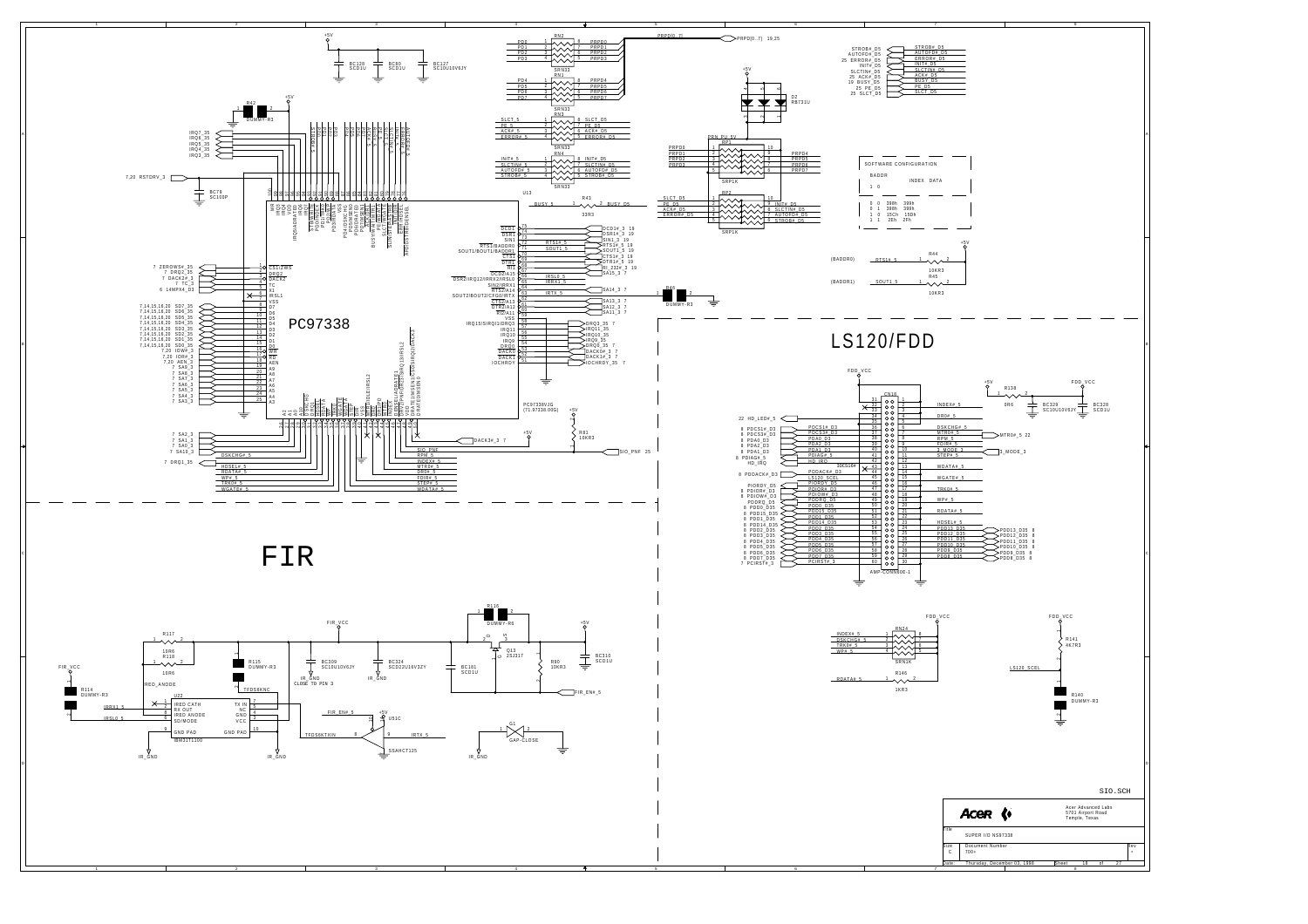# LS120/FDD

# FIR

SOFTWARE CONFIGURATION

| BADDR | | INDEX | DATA |
|---|---|---|---|
| 1 | 0 | | |
| 0 | 0 | 398h | 399h |
| 0 | 1 | 398h | 399h |
| 1 | 0 | 15Ch | 15Dh |
| 1 | 1 | 2Eh | 2Fh |

PC97338

PC97338VJG (71.97338.00G)

SIO.SCH

Acer Advanced Labs
5701 Airport Road
Temple, Texas

| Title | SUPER I/O NS97338 | | |
|---|---|---|---|
| Size | Document Number | | Rev |
| C | 700+ | | - |
| Date: | Thursday, December 03, 1998 | Sheet 18 of 27 | |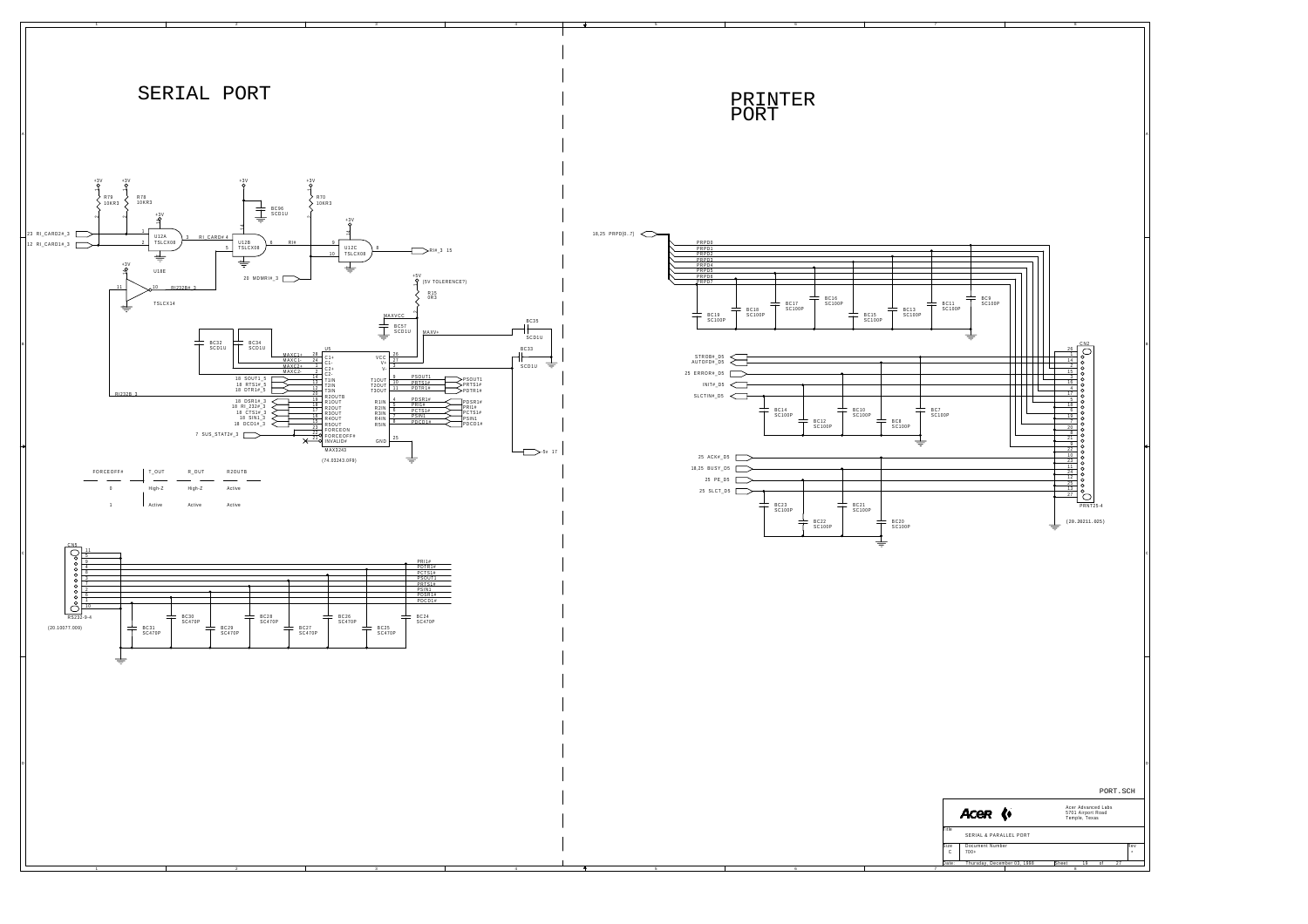# SERIAL PORT

R79 10KR3
R78 10KR3
R70 10KR3

23 RI_CARD2#_3
12 RI_CARD1#_3

U12A TSLCX08
U12B TSLCX08
U12C TSLCX08
U18E TSLCX14

RI_CARD#_4
RI#
RI#_3 15
20 MDMRI#_3
RI232B#_3
RI232B_3

BC96 SCD1U

+5V (5V TOLERENCE?)
R15 0R3

MAXVCC
BC57 SCD1U
MAXV+
BC35 SCD1U
BC33 SCD1U

BC32 SCD1U
BC34 SCD1U

U5 MAX3243 (74.03243.0F9)

| Pin | Signal | Pin | Signal |
|---|---|---|---|
| 28 | C1+ (MAXC1+) | 26 | VCC |
| 24 | C1- (MAXC1-) | 27 | V+ |
| 1 | C2+ (MAXC2+) | 3 | V- |
| 2 | C2- (MAXC2-) | | |
| 14 | T1IN (10 SOUT1_5) | 9 | T1OUT (PSOUT1) |
| 13 | T2IN (18 RTS1#_5) | 10 | T2OUT (PRTS1#) |
| 12 | T3IN (18 DTR1#_5) | 11 | T3OUT (PDTR1#) |
| 20 | R2OUTB | | |
| 19 | R1OUT (18 DSR1#_3) | 4 | R1IN (PDSR1#) |
| 18 | R2OUT (18 RI_232#_3) | 5 | R2IN (PRI1#) |
| 17 | R3OUT (18 CTS1#_3) | 6 | R3IN (PCTS1#) |
| 16 | R4OUT (18 SIN1_3) | 7 | R4IN (PSIN1) |
| 15 | R5OUT (18 DCD1#_3) | 8 | R5IN (PDCD1#) |
| 23 | FORCEON | 25 | GND |
| 22 | FORCEOFF# (7 SUS_STAT#_3) | | |
| 21 | INVALID# | | |

-5v 17

| FORCEOFF# | T_OUT | R_OUT | R2OUTB |
|---|---|---|---|
| 0 | High-Z | High-Z | Active |
| 1 | Active | Active | Active |

CN5 RS232-9-4 (20.10077.009)

Signals: PRI1#, PDTR1#, PCTS1#, PSOUT1, PRTS1#, PSIN1, PDSR1#, PDCD1#

BC31 SC470P, BC30 SC470P, BC29 SC470P, BC28 SC470P, BC27 SC470P, BC26 SC470P, BC25 SC470P, BC24 SC470P

# PRINTER PORT

18,25 PRPD(0..7)

PRPD0, PRPD1, PRPD2, PRPD3, PRPD4, PRPD5, PRPD6, PRPD7

BC19 SC100P, BC18 SC100P, BC17 SC100P, BC16 SC100P, BC15 SC100P, BC13 SC100P, BC11 SC100P, BC9 SC100P

STROBE#_D5
AUTOFD#_D5
25 ERROR#_D5
INIT#_D5
SLCTIN#_D5

BC14 SC100P, BC12 SC100P, BC10 SC100P, BC8 SC100P, BC7 SC100P

25 ACK#_D5
18,25 BUSY_D5
25 PE_D5
25 SLCT_D5

BC23 SC100P, BC22 SC100P, BC21 SC100P, BC20 SC100P

CN2 PRNT25-4 (20.20211.025)

PORT.SCH

Acer Advanced Labs
5701 Airport Road
Temple, Texas

Title: SERIAL & PARALLEL PORT
Size: C
Document Number: 700+
Date: Thursday, December 03, 1998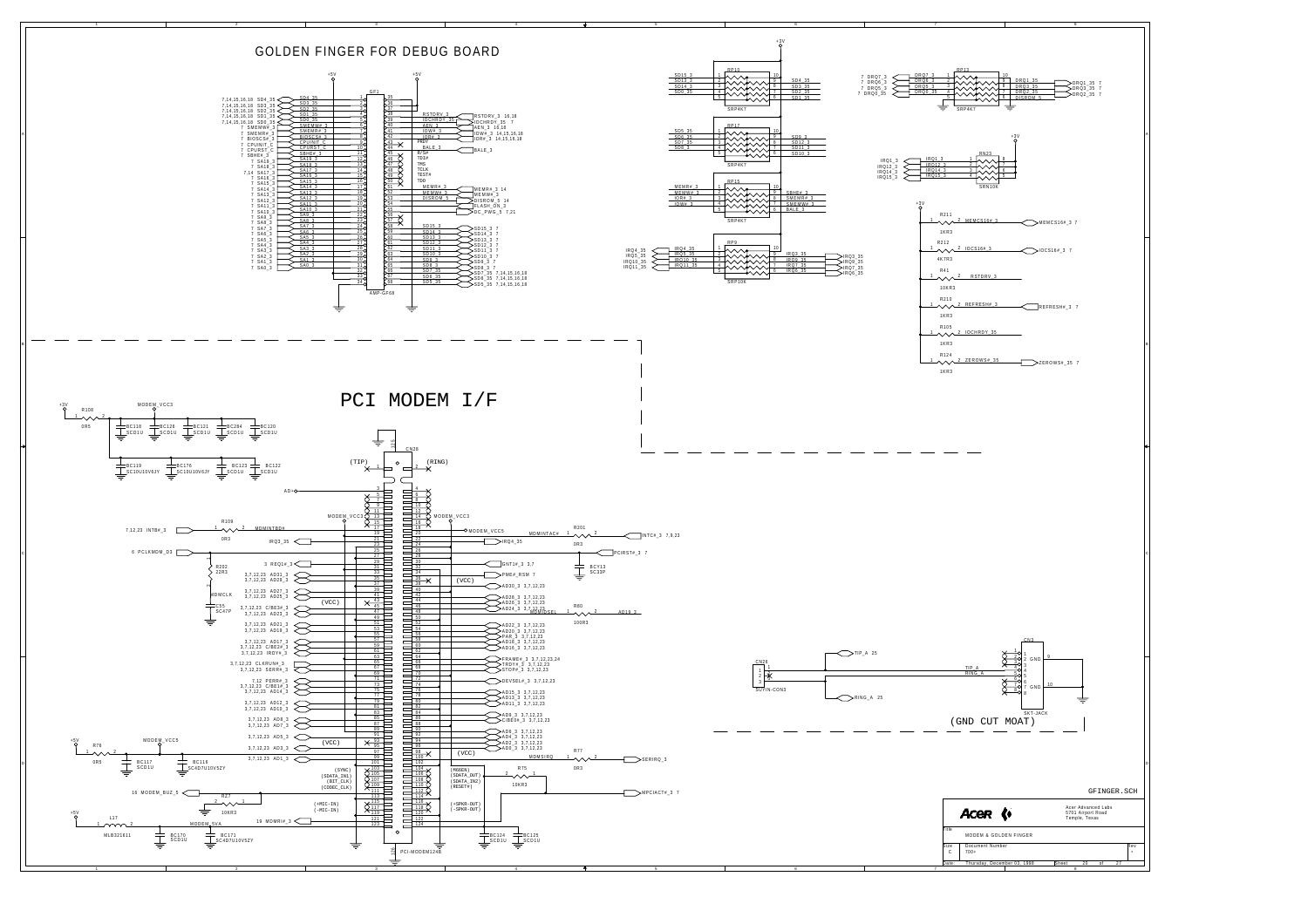# GOLDEN FINGER FOR DEBUG BOARD

# PCI MODEM I/F

(GND CUT MOAT)

GFINGER.SCH

| | |
|---|---|
| Acer | Acer Advanced Labs<br>5701 Airport Road<br>Temple, Texas |
| Title | MODEM & GOLDEN FINGER |
| Size C | Document Number 700+ |
| Date: Thursday, December 03, 1998 | Sheet 20 of 27 |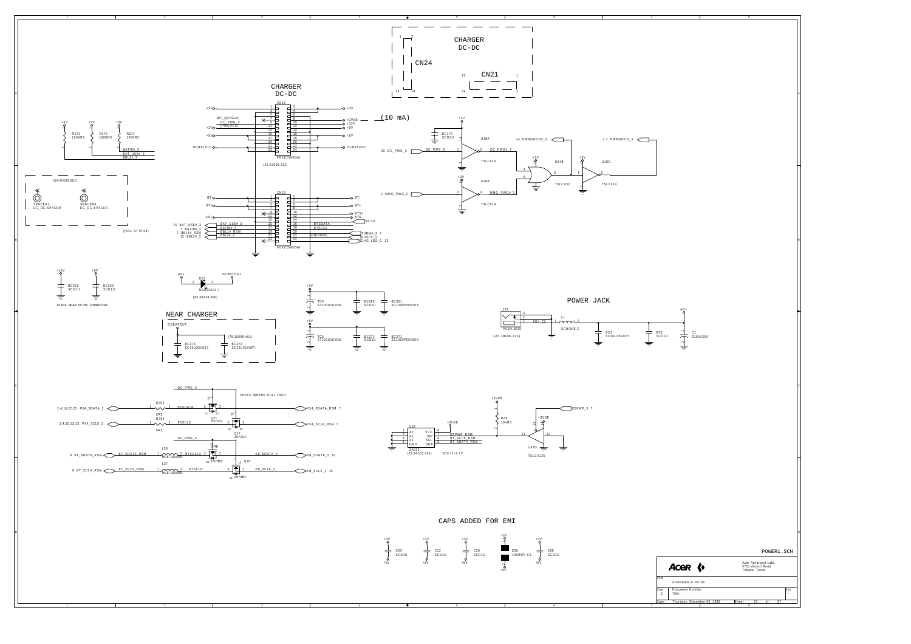# CHARGER DC-DC

CN24 — CN21

## CHARGER DC-DC

CN22 FOXCONN24A (20.E0016.212)

+3V, (BT_QCHG2#), DC_PWG_5, (PWGVCC), +3V, +5V, DCBATOUT

+3V, +3VSB, +12V, +6V, +5V, DCBATOUT

(10 mA)

R273 100KR3, R275 100KR3, R274 100KR3

BATIN#_3, BAT_USE#_3, BBL2#_3

(34.47A03.001)

SPACER3 DC_DC-SPACER, SPACER4 DC_DC-SPACER

(PULL AT PIIX4)

CN23 FOXCONN24A

BT-, BT+, AD+, BT-, BT+, BTS+, BTS-, BT-TH

15 BAT_USE#_3, 7 BATIN#_3, 7 BBL1#_RSM, 15 BBL2#_3

BTSDATA, BTSCLK, (ON/OFF#), THRM#_3 7, SUSC#_3, CHG_LED_3 22

BC174 SCD1U

20 DC_PWG_5 — U18A TSLCX14 — DC_PWG#_5

2 MMO_PWG_3 — U18B TSLCX14 — MMO_PWG#_3

U24B TSLCX32, U18C TSLCX14

14 PWRGDOOD#_3, 2,7 PWRGOOD_3

BC362 SCD1U, BC363 SCD1U

PLACE NEAR DC/DC CONNECTOR

AD+ — D15 NSQ03A04-1 (83.3R004.080) — DCBATOUT

## NEAR CHARGER

DCBATOUT, BC374 SC10U35V0ZY, BC373 SC10U35V0ZY, [78.10699.4A1]

TC4 ST100U10VDM, BC360 SCD1U, BC361 SC1000P50V3KX

TC5 ST100U16VDM, BC372 SCD1U, BC371 SC1000P50V3KX

## POWER JACK

JK1 PUSH-JK35 (22.10149.071), AD+_CL, L1 SCHOKE-D, BC2 SC10U35V0ZY, BC1 SCD1U, C1 E100U35V, AD+

DC_PWG_5 — CHECK WHERE PULL HIGH

2,4,10,22,23 PX4_SDATA_3 — R303 0R3 — PXSDATA — Q21 2N7002 — PX4_SDATA_RSM 7

2,4,10,22,23 PX4_SCLK_3 — R304 0R3 — PXSCLK — Q17 2N7002 — PX4_SCLK_RSM 7

8 BT_SDATA_RSM — L38 MLB-160808 — BTSDATA — Q20 2N7002 — KB_SDATA_3 15

8 BT_SCLK_RSM — L37 MLB-160808 — BTSCLK — Q19 2N7002 — KB_SCLK_3 15

U53 24C02 (72.24C03.001): A0, A1, A2, GND, VCC, WP, SCL, SDA — EEPWP_RSM, BT_SCLK_RSM, BT_SDATA_RSM — VCC=5~2.7V

+3VSB, R28 10KR3, U47D TSLCX125, EEPWP_3 7

## CAPS ADDED FOR EMI

C63 SCD1U, C12 SCD1U, C26 SCD1U, C58 DUMMY-C3, C88 SCD1U

POWER1.SCH

| | |
|---|---|
| Acer Advanced Labs, 5701 Airport Road, Temple, Texas | |
| Title | CHARGER & DC/DC |
| Size C | Document Number 700+ |
| Date | Thursday, December 03, 1998 |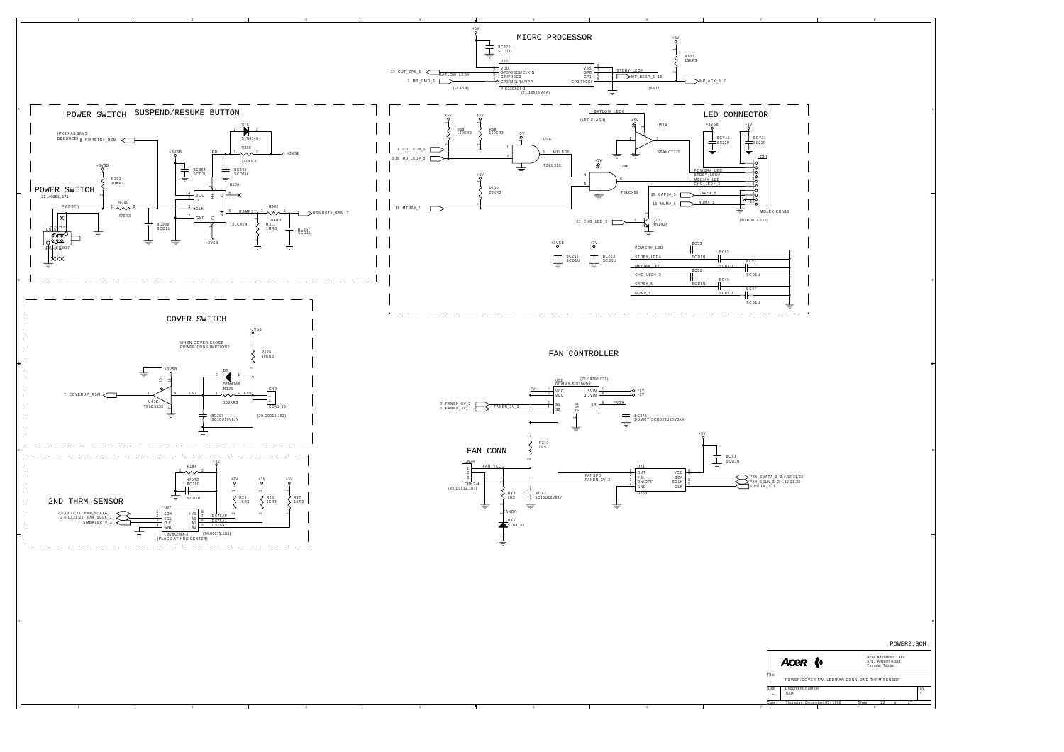# MICRO PROCESSOR

+5V

BC321
SCD1U

U32

| Pin | Signal | Pin | Signal |
|---|---|---|---|
| 1 | VDD | 8 | VSS |
| 2 | GP5/OSC1/CLKIN | 7 | GP0 |
| 3 | GP4/OSC2 | 6 | GP1 |
| 4 | GP3/MCLR#/VPP | 5 | GP2/T0CKI |

17 CUT_SPK_5 — BATLOW_LED#
7 MP_CMD_3
(FLASH)
PIC12C508-1
(71.12508.A0A)

STBY_LED#
MP_BEEP_5 16
MP_ACK_5 7
(SMT)

+5V
R107
10KR3

## POWER SWITCH SUSPEND/RESUME BUTTON

(PX4 HAS 16MS DEBUNCE) PWRBTN#_RSM

D16
S1N4148

R299
100KR3

+3VSB

+3VSB
BC364
SCD1U

BC366
SCD1U

U50A
TSLCX74

VCC, PR, Q, D, CLK, GND, CL, Q#

RSMRST_1
R302
10KR3
RSMRST#_RSM 7

R311
1MR3

BC367
SCD1U

+3VSB

### POWER SWITCH

(22.40051.171)

+3VSB
R301
10KR3

PWRBTN
R300
470R3

BC365
SCD1U

CN17
SWITCH-DUT

## LED CONNECTOR

BATLOW_LED#
(LED FLASH)

+5V +5V
R58 100KR3
R59 100KR3

+3V
U9A
TSLCX08

8 CD_LED#_5
8,10 HD_LED#_5

MELED0

U51A
SSAHCT125

+5V
R139
20KR3

U9B
TSLCX08

10 MTR0#_5

+3VSB +3V
BCY10 SC22P
BCY11 SC22P

CN8
MOLEX-CON10
(20.D0012.110)

POWER#_LED
STBY_LED#
MEDIA#_LED
CHG_LED#_3
15 CAPS#_5 — CAPS#_5
15 NUM#_5 — NUM#_5

21 CHG_LED_3
Q11
RN1424

+3VSB +3V
BC252 SCD1U
BC253 SCD1U

POWER#_LED — BC53 SCD1U
STBY_LED# — BC52 SCD1U
MEDIA#_LED — BC51 SCD1U
CHG_LED#_3 — BC50 SCD1U
CAPS#_5 — BC49 SCD1U
NUM#_5 — BC47 SCD1U

## COVER SWITCH

+3VSB

WHEN COVER CLOSE POWER CONSUMPTION?

R126
10KR3

+3VSB

7 COVERUP_RSM

U47C
TSLCX125

CV1

D5
S1N4148

R125
100KR3

CV0

CN9
CON2-10
(20.D0012.102)

BC207
SC10U10V6JY

## FAN CONTROLLER

U52
DUMMY-SI9706DY
(71.09706.031)

FV — VCC, VCC
5VIN — +5V
3.3VIN — +3V
SR — FVSR
7 FANEN_5V_3 — S1
7 FANEN_3V_3 — S2
FANEN_3V_3
GND

BC375
DUMMY-SCD033U25V3KX

R310
0R5

+5V
BCX1
SCD1U

UX1
G760

| Pin | Signal | Pin | Signal |
|---|---|---|---|
| 1 | OUT | 8 | VCC |
| 2 | F.G | 7 | SDA |
| 3 | ON/OFF | 6 | SCLK |
| 4 | GND | 5 | CLK |

FANSPD
FANEN_3V_3

PX4_SDATA_3 2,4,10,21,23
PX4_SCLK_3 2,4,10,21,23
SUSCLK_3 9

### FAN CONN

CN24
CON3-4
(20.D0012.103)

FAN_VCC

RYB
0R3

BCX2
SC10U10V6JY

FANDR

DY1
S1N4148

## 2ND THRM SENSOR

+3V
R184
470R3

BC260
SCD1U

+3V +3V +3V
R29 1KR3
R28 1KR3
R27 1KR3

U37
LM75CIMX-3
(74.00075.0B1)
(PLACE AT HDD CENTER)

| Pin | Signal | Pin | Signal |
|---|---|---|---|
| 1 | SDA | 8 | +VS |
| 2 | SCL | 7 | A0 |
| 3 | O.S. | 6 | A1 |
| 4 | GND | 5 | A2 |

2,4,10,21,23 PX4_SDATA_3
2,4,10,21,23 PX4_SCLK_3
7 SMBALERT#_3

DS75A0
DS75A1
DS75A2

POWER2.SCH

Acer — Acer Advanced Labs, 5701 Airport Road, Temple, Texas

| Title | POWER/COVER SW, LED/FAN CONN, 2ND THRM SENSOR | |
|---|---|---|
| Size: C | Document Number: 700+ | Rev |
| Date: Thursday, December 03, 1998 | Sheet 22 of 27 | |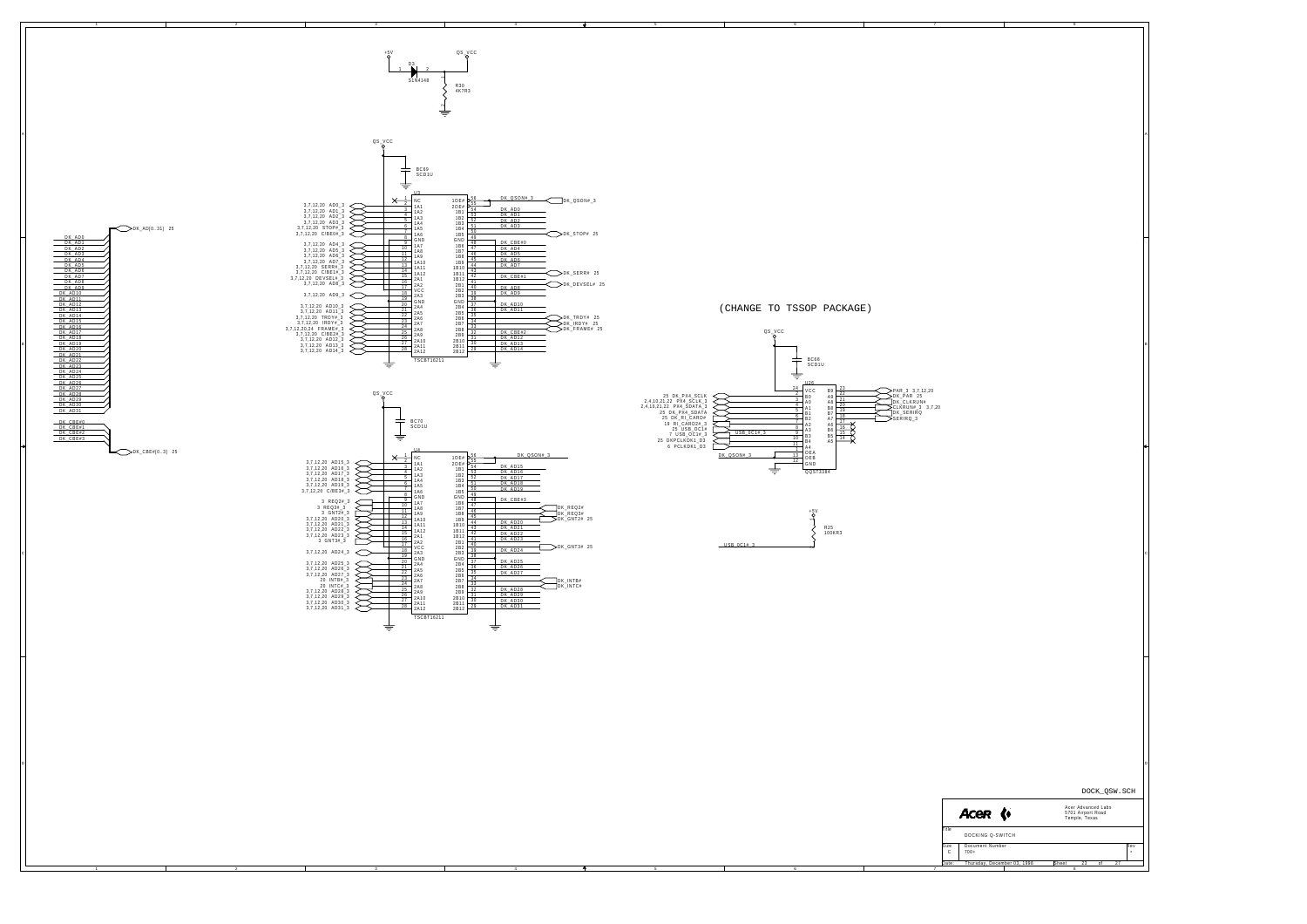(CHANGE TO TSSOP PACKAGE)

DOCK_QSW.SCH

Acer Advanced Labs
5701 Airport Road
Temple, Texas

| Title | DOCKING Q-SWITCH | |
|---|---|---|
| Size: C | Document Number: 700+ | Rev: - |
| Date: Thursday, December 03, 1998 | Sheet 23 of 27 | |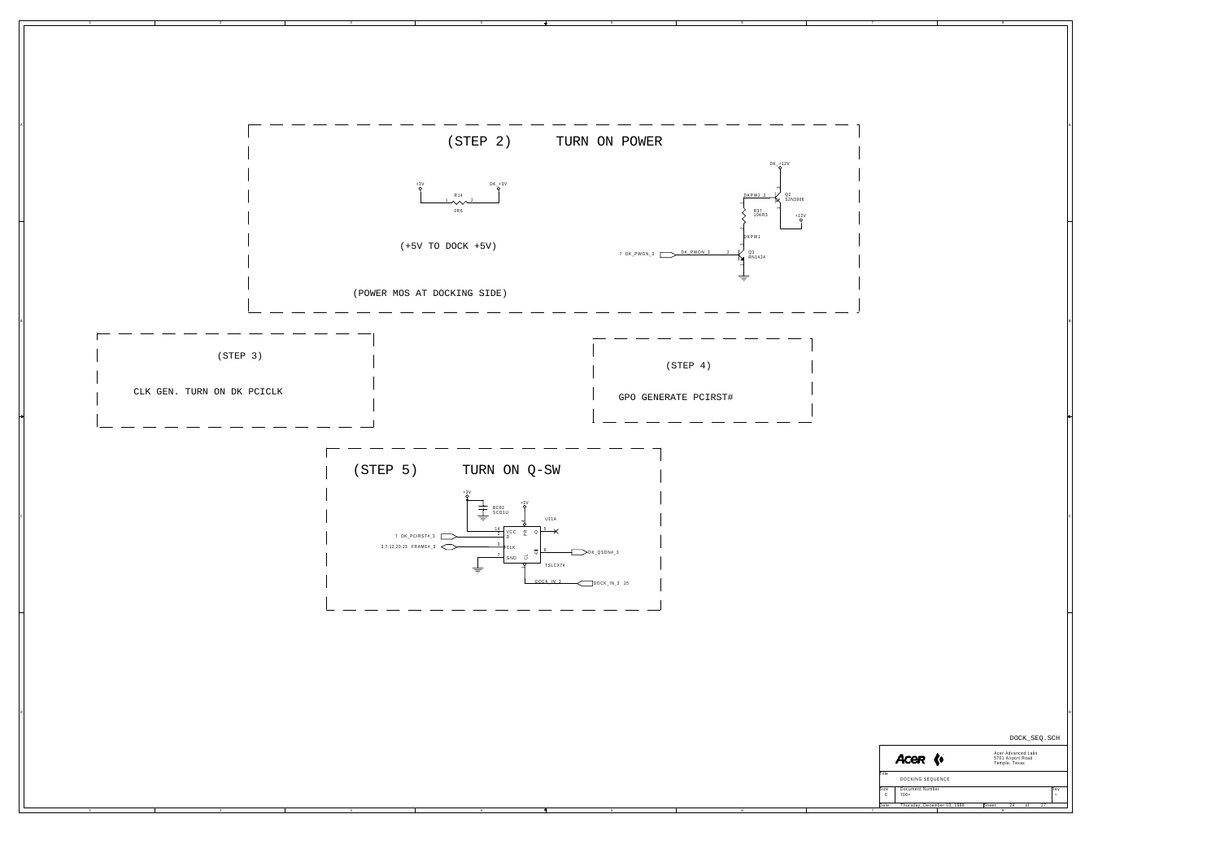## (STEP 2) TURN ON POWER

+3V — R14 0R6 — DK_+3V

(+5V TO DOCK +5V)

(POWER MOS AT DOCKING SIDE)

DK_+12V

DKPW2 — Q2 S2N3906

R37 10KR3

+12V

DKPW1

7 DK_PWON_3 — DK_PWON_3 — Q3 RN1424

## (STEP 3)

CLK GEN. TURN ON DK PCICLK

## (STEP 4)

GPO GENERATE PCIRST#

## (STEP 5) TURN ON Q-SW

+3V

BC82 SCD1U

+3V

U11A

7 DK_PCIRST#_3

3,7,12,20,23 FRAME#_3

DK_QSON#_3

74LCX74

DOCK_IN_3 — DOCK_IN_3 25

DOCK_SEQ.SCH

Acer Advanced Labs
5701 Airport Road
Temple, Texas

Title: DOCKING SEQUENCE

Size: C

Document Number: 700+

Date: Thursday, December 03, 1998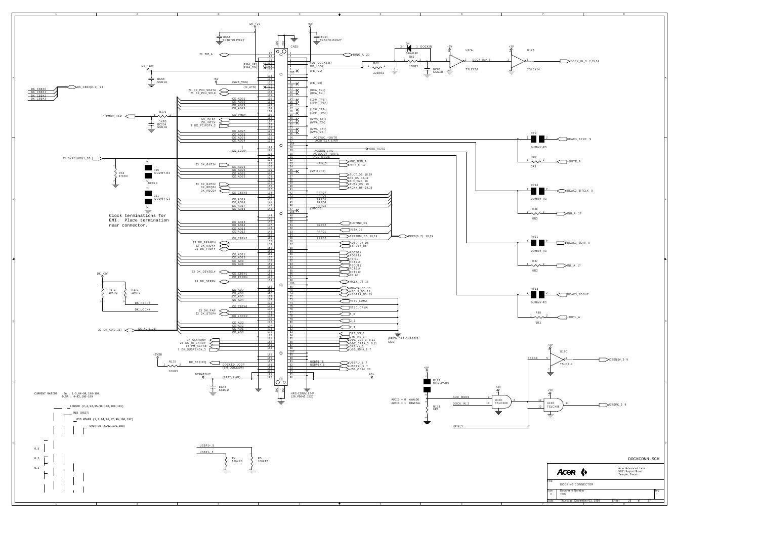# DOCKING CONNECTOR

Clock terminations for EMI. Place termination near connector.

CURRENT RATING 3A : 1-3,94-99,190-192
0.5A : 4-93,100-189

LONGER (2,4,93,95,98,100,189,191)

MID (REST)

MID POWER (1,3,94,96,97,99,190,192)

SHORTER (5,92,101,188)

0.5

0.2

0.3

AUDIO = 0 ANALOG
AUDIO = 1 DIGITAL

(FROM CRT CHASSIS GND)

DOCKCONN.SCH

Acer

Acer Advanced Labs
5701 Airport Road
Temple, Texas

| Title | DOCKING CONNECTOR | |
|---|---|---|
| Size C | Document Number 700+ | Rev + |
| Date: | Thursday, December 03, 1998 | Sheet 25 of 27 |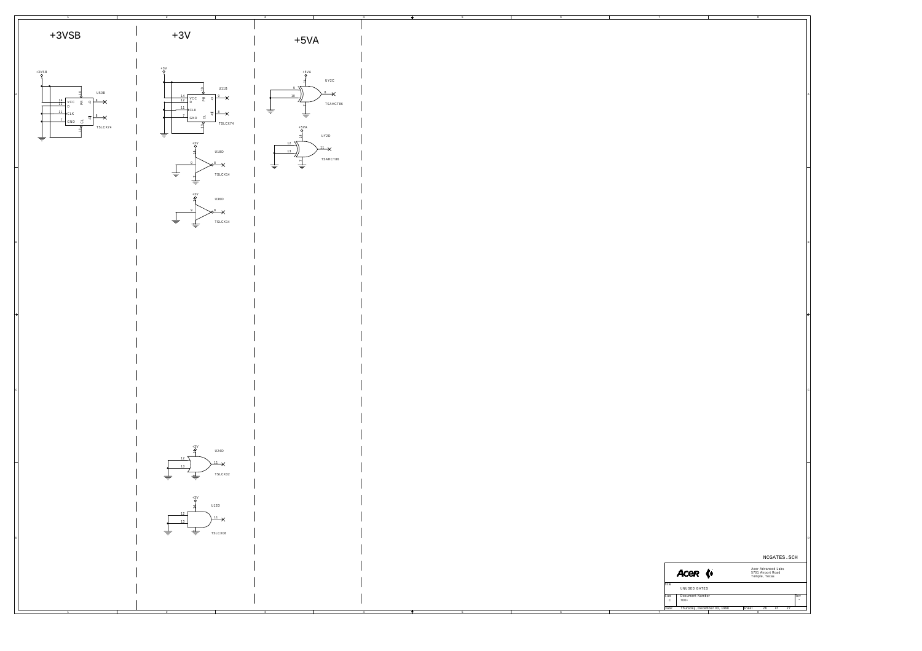# +3VSB

+3VSB

U50B — TSLCX74

- 14 VCC
- 12 D
- 11 CLK
- 7 GND
- 10 PR
- 13 CL
- 9 Q
- 8 Q̄

# +3V

+3V

U11B — TSLCX74

- 14 VCC
- 12 D
- 11 CLK
- 7 GND
- 10 PR
- 13 CL
- 9 Q
- 8 Q̄

U18D — TSLCX14

- 9
- 8

U36D — TSLCX14

- 9
- 8

U24D — TSLCX32

- 12
- 13
- 11

U12D — TSLCX08

- 12
- 13
- 11

# +5VA

+5VA

UY2C — TSAHCT86

- 9
- 10
- 8

UY2D — TSAHCT86

- 12
- 13
- 11

NCGATES.SCH

Acer Advanced Labs
5701 Airport Road
Temple, Texas

| Title | UNUSED GATES | |
|---|---|---|
| Size C | Document Number 700+ | Rev |
| Date: Thursday, December 03, 1998 | Sheet 26 of 27 | |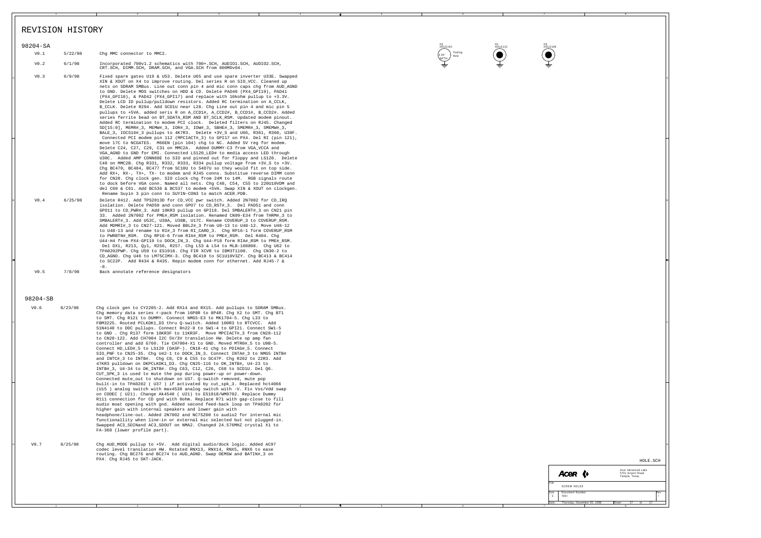# REVISION HISTORY

## 98204-SA

| | | |
|---|---|---|
| V0.1 | 5/22/98 | Chg MMC connector to MMC2. |
| V0.2 | 6/1/98 | Incorporated 700v1.2 schematics with 700+.SCH, AUDIO1.SCH, AUDIO2.SCH, CRT.SCH, DIMM.SCH, DRAM.SCH, and VGA.SCH from 800MDv04. |
| V0.3 | 6/9/98 | Fixed spare gates U19 & U53. Delete U65 and use spare inverter U33E. Swapped XIN & XOUT on X4 to improve routing. Del series R on SIO_VCC. Cleaned up nets on SDRAM SMBus. Line out conn pin 4 and mic conn caps chg from AUD_AGND to GND. Delete MOS switches on HDD & CD. Delete PAD40 (PX4_GPI19), PAD41 (PX4_GPI18), & PAD42 (PX4_GPI17) and replace with 10kohm pullup to +3.3V. Delete LCD ID pullup/pulldown resistors. Added RC termination on A_CCLK, B_CCLK. Delete R294. Add SCD1U near L28. Chg Line out pin 4 and mic pin 5 pullups to +5VA. added seris R on A_CCD1#, A_CCD2#, B_CCD1#, B_CCD2#. Added series ferrite bead on BT_SDATA_RSM AND BT_SCLK_RSM. Updated modem pinout. Added RC termination to modem PCI clock. Deleted filters on RJ45. Changed SD[15:0], MEMR#_3, MEMW#_3, IOR#_3, IOW#_3, SBHE#_3, SMEMR#_3, SMEMW#_3, BALE_3, IOCS16#_3 pullups to 4K7R3. Delete +3V_S and U66, R361, R360, U38F. Connected PCI modem pin 112 (MPCIACT#_3) to GPI17 on PX4. Del RI (pin 121), move 17C to NCGATES. M66EN (pin 104) chg to NC. Added 5V reg for modem. Delete C24, C27, C29, C31 on MMC2A. Added DUMMY-C3 from VGA_VCCA and VGA_AGND to GND for EMI. Connected LS120_LED# to media access LED through U30C. Added AMP CONN60E to SIO and pinned out for floppy and LS120. Delete C40 on MMC2B. Chg R331, R332, R333, R334 pullup voltage from +3V_S to +3V. Chg BC470, BC484, BC477 from SC10U to S4D7U so they would fit on top side. Add RX+, RX-, TX+, TX- to modem and RJ45 conns. Substitue reverse DIMM conn for CN28. Chg clock gen. SIO clock chg from 24M to 14M. RGB signals route to dock before VGA conn. Named all nets. Chg C48, C54, C55 to 220U10VDM and del C60 & C61. Add BC536 & BC537 to modem +5VA. Swap XIN & XOUT on clockgen. Rename Suyin 3 pin conn to SUYIN-CON3 to match ACER.PDB. |
| V0.4 | 6/25/98 | Delete R412. Add TPS2013D for CD_VCC pwr switch. Added 2N7002 for CD_IRQ isolation. Delete PAD50 and conn GPO7 to CD_RST#_3. Del PAD51 and conn GPO11 to CD_PWR#_3. Add 10KR3 pullup on GPI18. Del SMBALERT#_3 on CN21 pin 33. Added 2N7002 for PME#_RSM isolation. Renamed CN99-E34 from THRM#_3 to SMBALERT#_3. Add U52C, U38A, U38B, U17C. Rename COVERUP_3 to COVERUP_RSM. Add MDMRI#_3 to CN27-121. Moved BBL2#_3 from U8-13 to U48-12. Move U48-12 to U48-13 and rename to RI#_3 from RI_CARD_3. Chg RP16-1 form COVERUP_RSM to PWRBTN#_RSM. Chg RP16-6 from RIA#_RSM to PME#_RSM. Del R404. Chg U44-H4 from PX4-GPI19 to DOCK_IN_3. Chg U44-P18 form RIA#_RSM to PME#_RSM. Del DX1, R213, Qy1, R256, R257. Chg L53 & L54 to MLB-160808. Chg U62 to TPA0202PWP. Chg U59 to ES1918. Chg FIR XCVR to IBM3T1100. Chg CN30-2 to CD_AGND. Chg U46 to LM75CIMX-3. Chg BC410 to SC1U10V3ZY. Chg BC413 & BC414 to SC22P. Add R434 & R435. Repin modem conn for ethernet. Add RJ45-7 & -8. |
| V0.5 | 7/8/98 | Back annotate reference designators |

## 98204-SB

| | | |
|---|---|---|
| V0.6 | 8/23/98 | Chg clock gen to CY2285-2. Add RX14 and RX15. Add pullups to SDRAM SMBus. Chg memory data series r-pack from 16P8R to 8P4R. Chg X2 to SMT. Chg BT1 to SMT. Chg R121 to DUMMY. Connect NMG5-E3 to MK1704-5. Chg L33 to FBM3225. Routed PCLKDK1_D3 thru Q-switch. Added 100R3 to RTCVCC. Add S1N4148 to DDC pullups. Connect Rn22-8 to SW1-4 to GPI21. Connect SW1-5 to GND . Chg R137 form 10KR3F to 11KR3F. Move MPCIACT#_3 from CN28-112 to CN28-122. Add CH7004 I2C 5V/3V translation HW. Delete op amp fan controller and add G760. Tie CH7004-X1 to GND. Moved MTR0#_5 to U9B-5. Connect HD_LED#_5 to LS120 (DASP-). CN18-41 chg to PDIAG#_5. Connect SIO_PNF to CN25-35. Chg U42-1 to DOCK_IN_3. Connect INTA#_3 to NMG5 INTB# and INTC#_3 to INTB#. Chg C8, C9 & C55 to SC47P. Chg R202 to 22R3. Add 47KR3 pulldown on DKPCLKDK1_D3. Chg CN25-116 to DK_INTB#, U4-23 to INTB#_3, U4-34 to DK_INTB#. Chg C63, C12, C26, C68 to SCD1U. Del Q6. CUT_SPK_3 is used to mute the pop during power-up or power-down. Connected mute_out to shutdown on U37. Q-switch removed, mute pop built-in to TPA0202 ( U37 ) if activated by cut_spk_3. Replaced hct4066 (U15 ) analog switch with max4538 analog switch with -V. Fix Vss/Vdd swap on CODEC ( U21). Change Ak4540 ( U21) to ES1918/WM9702. Replace Dummy R111 connection for CD gnd with 0ohm. Replace R71 with gap-close to fill audio moat opening with gnd. Added second feed-back loop on TPA0202 for higher gain with internal speakers and lower gain with headphone/line-out. Added 2N7002 and NC7SZ08 to audio2 for internal mic functionallity when line-in or external mic selected but not plugged-in. Swapped AC3_SDINand AC3_SDOUT on NMA2. Changed 24.576MHZ crystal X1 to FA-368 (lower profile part). |
| V0.7 | 8/25/98 | Chg AUD_MODE pullup to +5V. Add digital audio/dock logic. Added AC97 codec level translation HW. Rotated RNX13, RNX14, RNX5, RNX6 to ease routing. Chg BC276 and BC274 to AUD_AGND. Swap OEMSW and BATIN#_3 on PX4. Chg RJ45 to SKT-JACK. |

H3
HOLE140
3.55"
NPTH
Tooling Hole

H1
HOLE110

H2
HOLE100

HOLE.SCH

Acer

Acer Advanced Labs
5701 Airport Road
Temple, Texas

Title: SCREW HOLES

Size: C
Document Number: 700+
Rev: *

Date: Thursday, November 05, 1998
Sheet 27 of 27